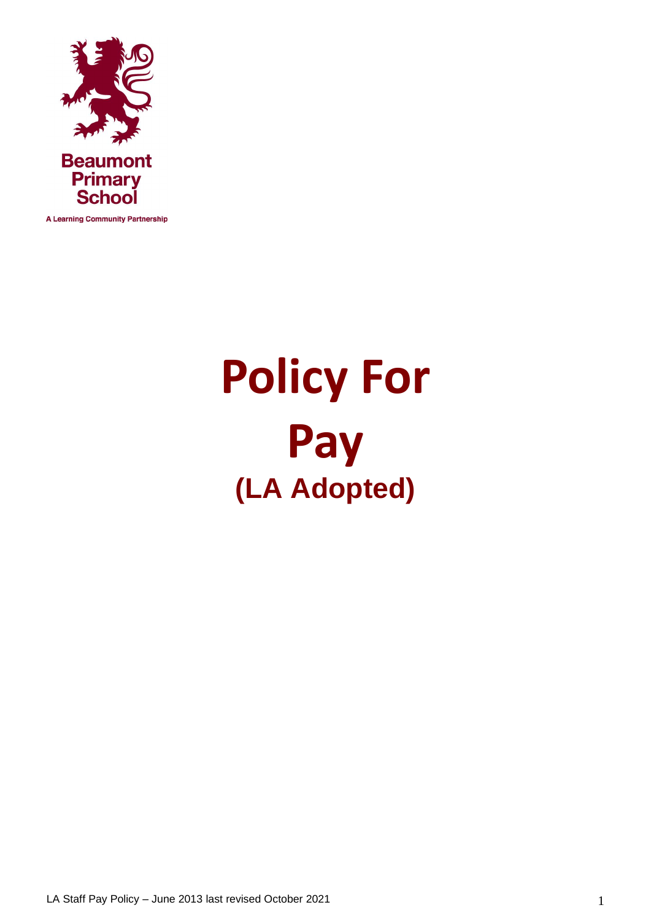Beaumont Primary School

A Learning Community Partnership

# Policy For Pay

## (LA Adopted)

LA Staff Pay Policy – June 2013 last revised October 2021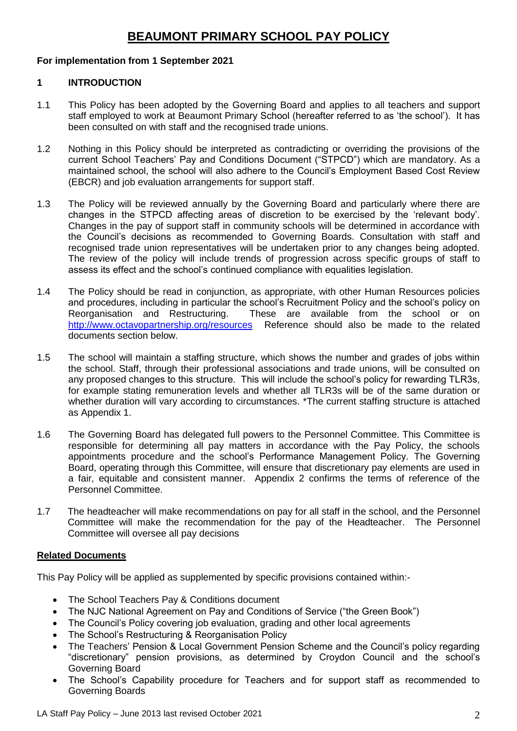# BEAUMONT PRIMARY SCHOOL PAY POLICY

**For implementation from 1 September 2021**

## 1 INTRODUCTION

1.1 This Policy has been adopted by the Governing Board and applies to all teachers and support staff employed to work at Beaumont Primary School (hereafter referred to as 'the school'). It has been consulted on with staff and the recognised trade unions.

1.2 Nothing in this Policy should be interpreted as contradicting or overriding the provisions of the current School Teachers' Pay and Conditions Document ("STPCD") which are mandatory. As a maintained school, the school will also adhere to the Council's Employment Based Cost Review (EBCR) and job evaluation arrangements for support staff.

1.3 The Policy will be reviewed annually by the Governing Board and particularly where there are changes in the STPCD affecting areas of discretion to be exercised by the 'relevant body'. Changes in the pay of support staff in community schools will be determined in accordance with the Council's decisions as recommended to Governing Boards. Consultation with staff and recognised trade union representatives will be undertaken prior to any changes being adopted. The review of the policy will include trends of progression across specific groups of staff to assess its effect and the school's continued compliance with equalities legislation.

1.4 The Policy should be read in conjunction, as appropriate, with other Human Resources policies and procedures, including in particular the school's Recruitment Policy and the school's policy on Reorganisation and Restructuring. These are available from the school or on http://www.octavopartnership.org/resources Reference should also be made to the related documents section below.

1.5 The school will maintain a staffing structure, which shows the number and grades of jobs within the school. Staff, through their professional associations and trade unions, will be consulted on any proposed changes to this structure. This will include the school's policy for rewarding TLR3s, for example stating remuneration levels and whether all TLR3s will be of the same duration or whether duration will vary according to circumstances. *The current staffing structure is attached as Appendix 1.

1.6 The Governing Board has delegated full powers to the Personnel Committee. This Committee is responsible for determining all pay matters in accordance with the Pay Policy, the schools appointments procedure and the school's Performance Management Policy. The Governing Board, operating through this Committee, will ensure that discretionary pay elements are used in a fair, equitable and consistent manner. Appendix 2 confirms the terms of reference of the Personnel Committee.

1.7 The headteacher will make recommendations on pay for all staff in the school, and the Personnel Committee will make the recommendation for the pay of the Headteacher. The Personnel Committee will oversee all pay decisions

**Related Documents**

This Pay Policy will be applied as supplemented by specific provisions contained within:-

- The School Teachers Pay & Conditions document
- The NJC National Agreement on Pay and Conditions of Service ("the Green Book")
- The Council's Policy covering job evaluation, grading and other local agreements
- The School's Restructuring & Reorganisation Policy
- The Teachers' Pension & Local Government Pension Scheme and the Council's policy regarding "discretionary" pension provisions, as determined by Croydon Council and the school's Governing Board
- The School's Capability procedure for Teachers and for support staff as recommended to Governing Boards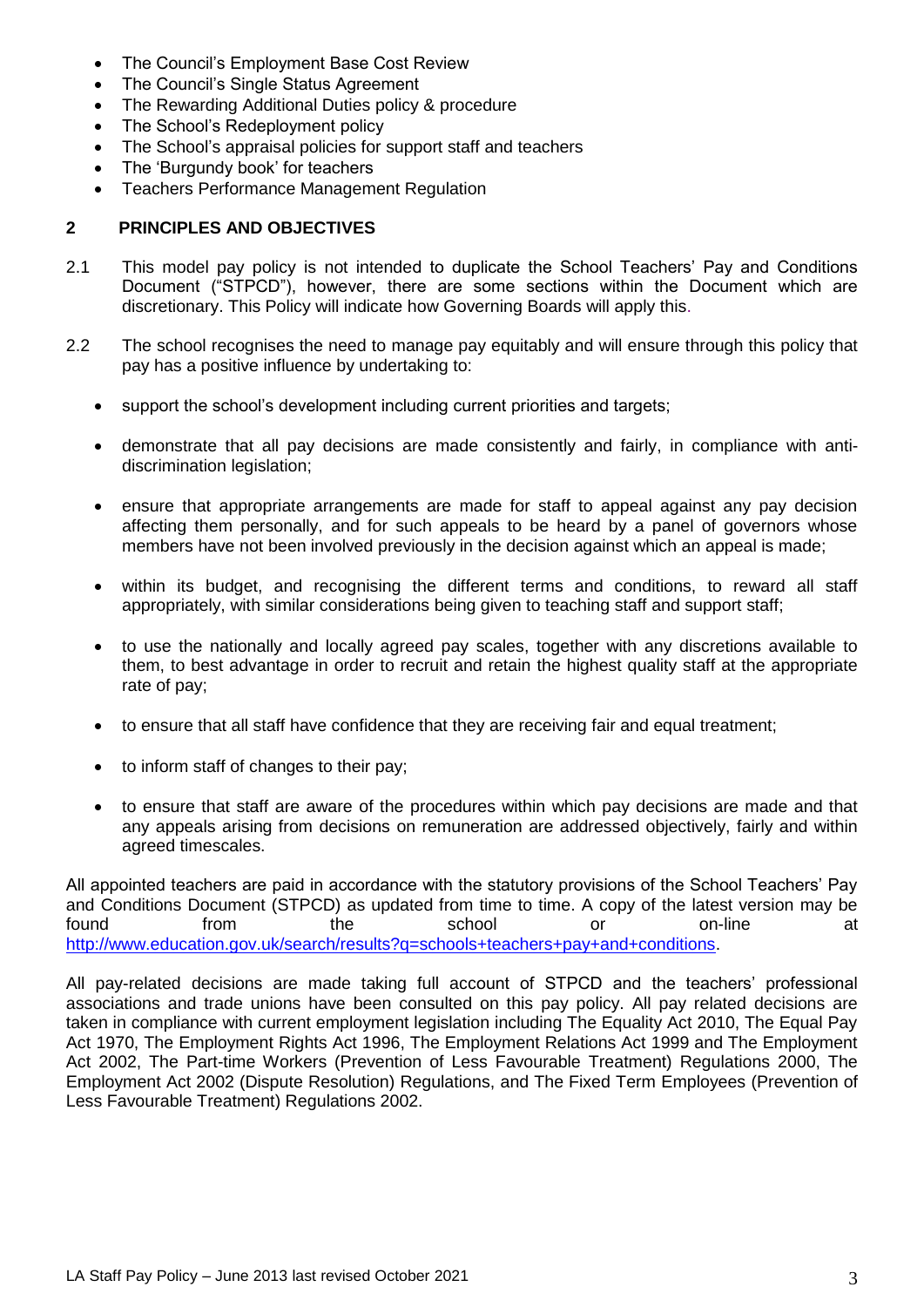- The Council's Employment Base Cost Review
- The Council's Single Status Agreement
- The Rewarding Additional Duties policy & procedure
- The School's Redeployment policy
- The School's appraisal policies for support staff and teachers
- The 'Burgundy book' for teachers
- Teachers Performance Management Regulation

## 2 PRINCIPLES AND OBJECTIVES

2.1 This model pay policy is not intended to duplicate the School Teachers' Pay and Conditions Document ("STPCD"), however, there are some sections within the Document which are discretionary. This Policy will indicate how Governing Boards will apply this.

2.2 The school recognises the need to manage pay equitably and will ensure through this policy that pay has a positive influence by undertaking to:

- support the school's development including current priorities and targets;
- demonstrate that all pay decisions are made consistently and fairly, in compliance with anti-discrimination legislation;
- ensure that appropriate arrangements are made for staff to appeal against any pay decision affecting them personally, and for such appeals to be heard by a panel of governors whose members have not been involved previously in the decision against which an appeal is made;
- within its budget, and recognising the different terms and conditions, to reward all staff appropriately, with similar considerations being given to teaching staff and support staff;
- to use the nationally and locally agreed pay scales, together with any discretions available to them, to best advantage in order to recruit and retain the highest quality staff at the appropriate rate of pay;
- to ensure that all staff have confidence that they are receiving fair and equal treatment;
- to inform staff of changes to their pay;
- to ensure that staff are aware of the procedures within which pay decisions are made and that any appeals arising from decisions on remuneration are addressed objectively, fairly and within agreed timescales.

All appointed teachers are paid in accordance with the statutory provisions of the School Teachers' Pay and Conditions Document (STPCD) as updated from time to time. A copy of the latest version may be found from the school or on-line at http://www.education.gov.uk/search/results?q=schools+teachers+pay+and+conditions.

All pay-related decisions are made taking full account of STPCD and the teachers' professional associations and trade unions have been consulted on this pay policy. All pay related decisions are taken in compliance with current employment legislation including The Equality Act 2010, The Equal Pay Act 1970, The Employment Rights Act 1996, The Employment Relations Act 1999 and The Employment Act 2002, The Part-time Workers (Prevention of Less Favourable Treatment) Regulations 2000, The Employment Act 2002 (Dispute Resolution) Regulations, and The Fixed Term Employees (Prevention of Less Favourable Treatment) Regulations 2002.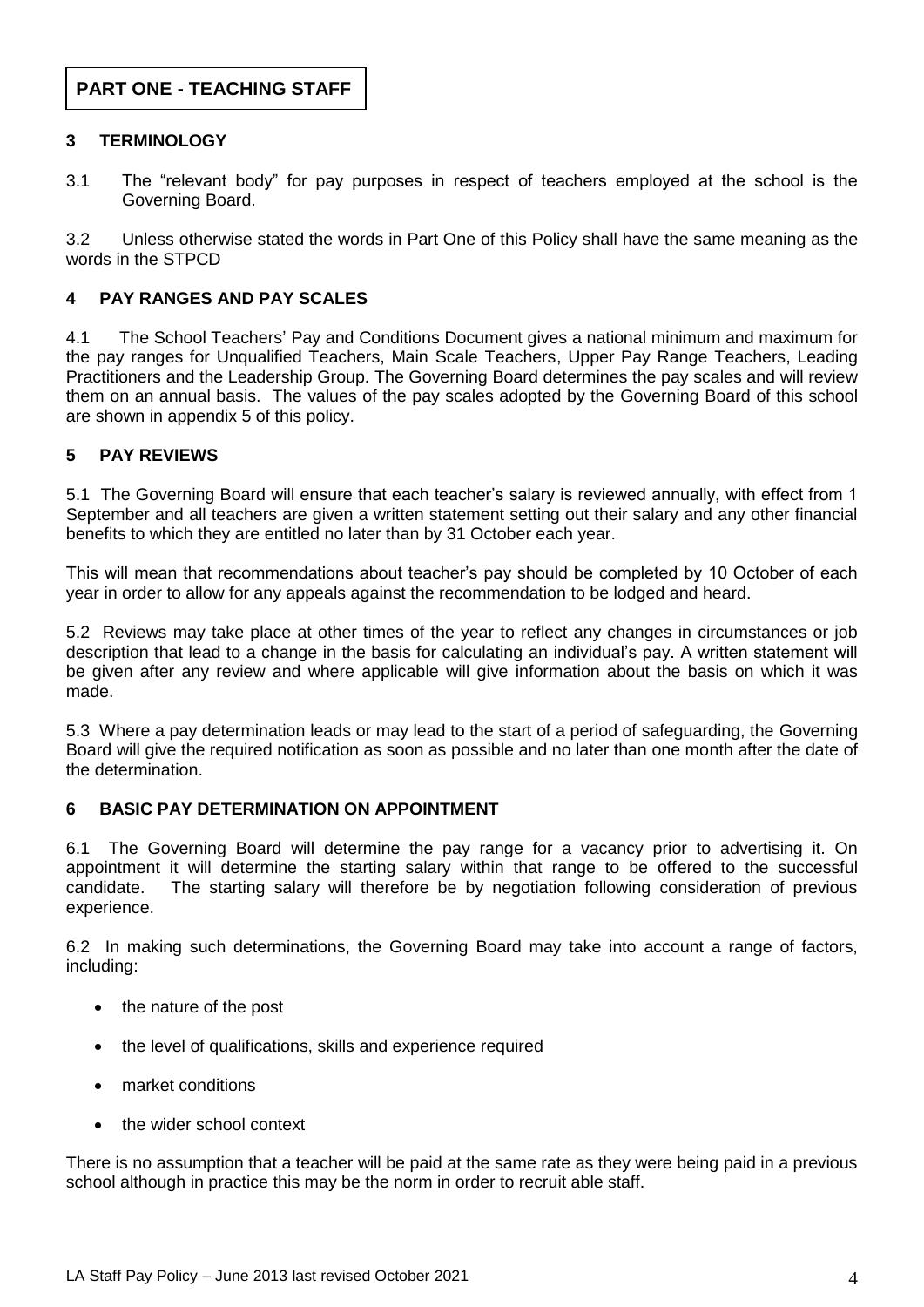# PART ONE - TEACHING STAFF

## 3 TERMINOLOGY

3.1 The "relevant body" for pay purposes in respect of teachers employed at the school is the Governing Board.

3.2 Unless otherwise stated the words in Part One of this Policy shall have the same meaning as the words in the STPCD

## 4 PAY RANGES AND PAY SCALES

4.1 The School Teachers' Pay and Conditions Document gives a national minimum and maximum for the pay ranges for Unqualified Teachers, Main Scale Teachers, Upper Pay Range Teachers, Leading Practitioners and the Leadership Group. The Governing Board determines the pay scales and will review them on an annual basis. The values of the pay scales adopted by the Governing Board of this school are shown in appendix 5 of this policy.

## 5 PAY REVIEWS

5.1 The Governing Board will ensure that each teacher's salary is reviewed annually, with effect from 1 September and all teachers are given a written statement setting out their salary and any other financial benefits to which they are entitled no later than by 31 October each year.

This will mean that recommendations about teacher's pay should be completed by 10 October of each year in order to allow for any appeals against the recommendation to be lodged and heard.

5.2 Reviews may take place at other times of the year to reflect any changes in circumstances or job description that lead to a change in the basis for calculating an individual's pay. A written statement will be given after any review and where applicable will give information about the basis on which it was made.

5.3 Where a pay determination leads or may lead to the start of a period of safeguarding, the Governing Board will give the required notification as soon as possible and no later than one month after the date of the determination.

## 6 BASIC PAY DETERMINATION ON APPOINTMENT

6.1 The Governing Board will determine the pay range for a vacancy prior to advertising it. On appointment it will determine the starting salary within that range to be offered to the successful candidate. The starting salary will therefore be by negotiation following consideration of previous experience.

6.2 In making such determinations, the Governing Board may take into account a range of factors, including:

- the nature of the post
- the level of qualifications, skills and experience required
- market conditions
- the wider school context

There is no assumption that a teacher will be paid at the same rate as they were being paid in a previous school although in practice this may be the norm in order to recruit able staff.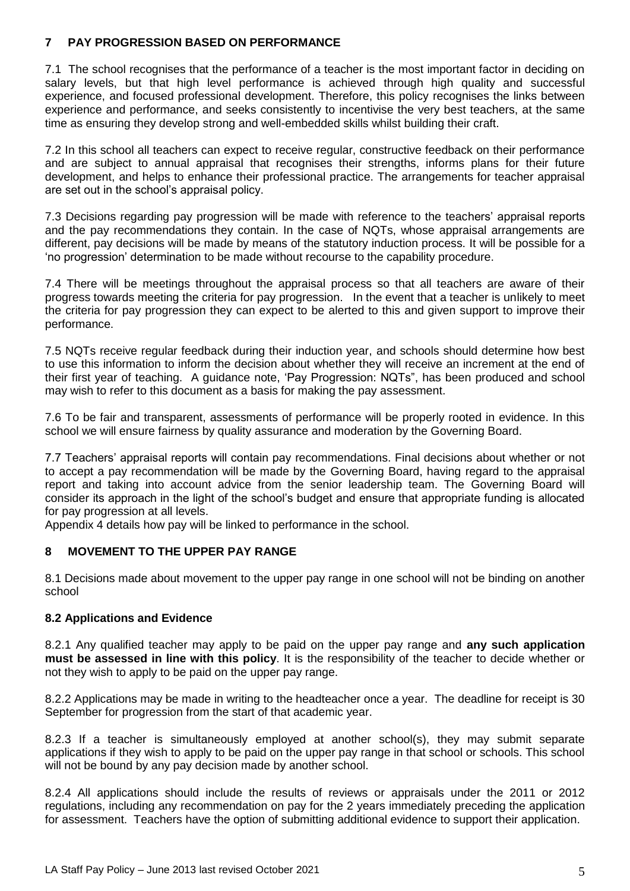## 7 PAY PROGRESSION BASED ON PERFORMANCE

7.1 The school recognises that the performance of a teacher is the most important factor in deciding on salary levels, but that high level performance is achieved through high quality and successful experience, and focused professional development. Therefore, this policy recognises the links between experience and performance, and seeks consistently to incentivise the very best teachers, at the same time as ensuring they develop strong and well-embedded skills whilst building their craft.

7.2 In this school all teachers can expect to receive regular, constructive feedback on their performance and are subject to annual appraisal that recognises their strengths, informs plans for their future development, and helps to enhance their professional practice. The arrangements for teacher appraisal are set out in the school's appraisal policy.

7.3 Decisions regarding pay progression will be made with reference to the teachers' appraisal reports and the pay recommendations they contain. In the case of NQTs, whose appraisal arrangements are different, pay decisions will be made by means of the statutory induction process. It will be possible for a 'no progression' determination to be made without recourse to the capability procedure.

7.4 There will be meetings throughout the appraisal process so that all teachers are aware of their progress towards meeting the criteria for pay progression. In the event that a teacher is unlikely to meet the criteria for pay progression they can expect to be alerted to this and given support to improve their performance.

7.5 NQTs receive regular feedback during their induction year, and schools should determine how best to use this information to inform the decision about whether they will receive an increment at the end of their first year of teaching. A guidance note, 'Pay Progression: NQTs", has been produced and school may wish to refer to this document as a basis for making the pay assessment.

7.6 To be fair and transparent, assessments of performance will be properly rooted in evidence. In this school we will ensure fairness by quality assurance and moderation by the Governing Board.

7.7 Teachers' appraisal reports will contain pay recommendations. Final decisions about whether or not to accept a pay recommendation will be made by the Governing Board, having regard to the appraisal report and taking into account advice from the senior leadership team. The Governing Board will consider its approach in the light of the school's budget and ensure that appropriate funding is allocated for pay progression at all levels.

Appendix 4 details how pay will be linked to performance in the school.

## 8 MOVEMENT TO THE UPPER PAY RANGE

8.1 Decisions made about movement to the upper pay range in one school will not be binding on another school

### 8.2 Applications and Evidence

8.2.1 Any qualified teacher may apply to be paid on the upper pay range and **any such application must be assessed in line with this policy**. It is the responsibility of the teacher to decide whether or not they wish to apply to be paid on the upper pay range.

8.2.2 Applications may be made in writing to the headteacher once a year. The deadline for receipt is 30 September for progression from the start of that academic year.

8.2.3 If a teacher is simultaneously employed at another school(s), they may submit separate applications if they wish to apply to be paid on the upper pay range in that school or schools. This school will not be bound by any pay decision made by another school.

8.2.4 All applications should include the results of reviews or appraisals under the 2011 or 2012 regulations, including any recommendation on pay for the 2 years immediately preceding the application for assessment. Teachers have the option of submitting additional evidence to support their application.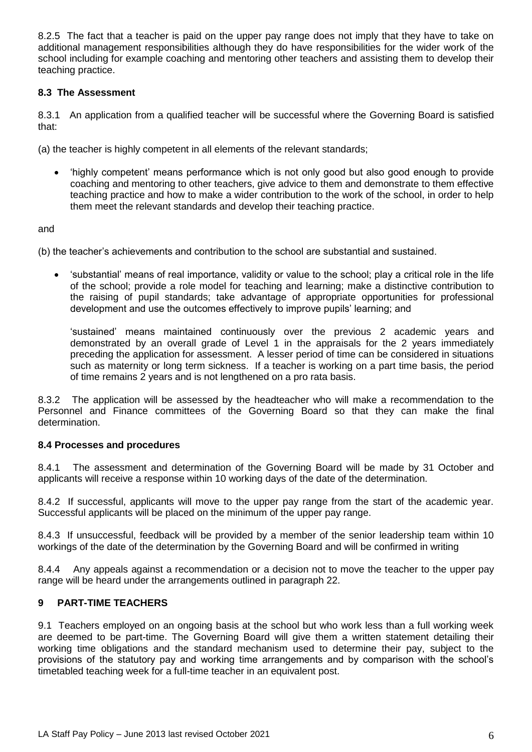8.2.5 The fact that a teacher is paid on the upper pay range does not imply that they have to take on additional management responsibilities although they do have responsibilities for the wider work of the school including for example coaching and mentoring other teachers and assisting them to develop their teaching practice.

### 8.3 The Assessment

8.3.1 An application from a qualified teacher will be successful where the Governing Board is satisfied that:

(a) the teacher is highly competent in all elements of the relevant standards;

- 'highly competent' means performance which is not only good but also good enough to provide coaching and mentoring to other teachers, give advice to them and demonstrate to them effective teaching practice and how to make a wider contribution to the work of the school, in order to help them meet the relevant standards and develop their teaching practice.

and

(b) the teacher's achievements and contribution to the school are substantial and sustained.

- 'substantial' means of real importance, validity or value to the school; play a critical role in the life of the school; provide a role model for teaching and learning; make a distinctive contribution to the raising of pupil standards; take advantage of appropriate opportunities for professional development and use the outcomes effectively to improve pupils' learning; and

  'sustained' means maintained continuously over the previous 2 academic years and demonstrated by an overall grade of Level 1 in the appraisals for the 2 years immediately preceding the application for assessment. A lesser period of time can be considered in situations such as maternity or long term sickness. If a teacher is working on a part time basis, the period of time remains 2 years and is not lengthened on a pro rata basis.

8.3.2 The application will be assessed by the headteacher who will make a recommendation to the Personnel and Finance committees of the Governing Board so that they can make the final determination.

### 8.4 Processes and procedures

8.4.1 The assessment and determination of the Governing Board will be made by 31 October and applicants will receive a response within 10 working days of the date of the determination.

8.4.2 If successful, applicants will move to the upper pay range from the start of the academic year. Successful applicants will be placed on the minimum of the upper pay range.

8.4.3 If unsuccessful, feedback will be provided by a member of the senior leadership team within 10 workings of the date of the determination by the Governing Board and will be confirmed in writing

8.4.4 Any appeals against a recommendation or a decision not to move the teacher to the upper pay range will be heard under the arrangements outlined in paragraph 22.

## 9 PART-TIME TEACHERS

9.1 Teachers employed on an ongoing basis at the school but who work less than a full working week are deemed to be part-time. The Governing Board will give them a written statement detailing their working time obligations and the standard mechanism used to determine their pay, subject to the provisions of the statutory pay and working time arrangements and by comparison with the school's timetabled teaching week for a full-time teacher in an equivalent post.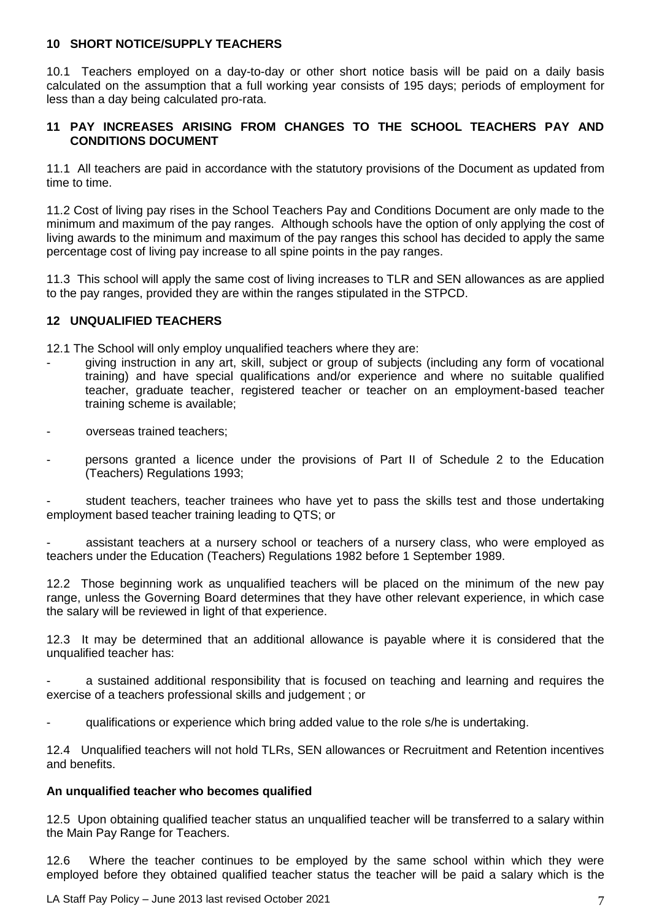## 10 SHORT NOTICE/SUPPLY TEACHERS

10.1 Teachers employed on a day-to-day or other short notice basis will be paid on a daily basis calculated on the assumption that a full working year consists of 195 days; periods of employment for less than a day being calculated pro-rata.

## 11 PAY INCREASES ARISING FROM CHANGES TO THE SCHOOL TEACHERS PAY AND CONDITIONS DOCUMENT

11.1 All teachers are paid in accordance with the statutory provisions of the Document as updated from time to time.

11.2 Cost of living pay rises in the School Teachers Pay and Conditions Document are only made to the minimum and maximum of the pay ranges. Although schools have the option of only applying the cost of living awards to the minimum and maximum of the pay ranges this school has decided to apply the same percentage cost of living pay increase to all spine points in the pay ranges.

11.3 This school will apply the same cost of living increases to TLR and SEN allowances as are applied to the pay ranges, provided they are within the ranges stipulated in the STPCD.

## 12 UNQUALIFIED TEACHERS

12.1 The School will only employ unqualified teachers where they are:

- giving instruction in any art, skill, subject or group of subjects (including any form of vocational training) and have special qualifications and/or experience and where no suitable qualified teacher, graduate teacher, registered teacher or teacher on an employment-based teacher training scheme is available;
- overseas trained teachers;
- persons granted a licence under the provisions of Part II of Schedule 2 to the Education (Teachers) Regulations 1993;
- student teachers, teacher trainees who have yet to pass the skills test and those undertaking employment based teacher training leading to QTS; or
- assistant teachers at a nursery school or teachers of a nursery class, who were employed as teachers under the Education (Teachers) Regulations 1982 before 1 September 1989.

12.2 Those beginning work as unqualified teachers will be placed on the minimum of the new pay range, unless the Governing Board determines that they have other relevant experience, in which case the salary will be reviewed in light of that experience.

12.3 It may be determined that an additional allowance is payable where it is considered that the unqualified teacher has:

- a sustained additional responsibility that is focused on teaching and learning and requires the exercise of a teachers professional skills and judgement ; or
- qualifications or experience which bring added value to the role s/he is undertaking.

12.4 Unqualified teachers will not hold TLRs, SEN allowances or Recruitment and Retention incentives and benefits.

**An unqualified teacher who becomes qualified**

12.5 Upon obtaining qualified teacher status an unqualified teacher will be transferred to a salary within the Main Pay Range for Teachers.

12.6 Where the teacher continues to be employed by the same school within which they were employed before they obtained qualified teacher status the teacher will be paid a salary which is the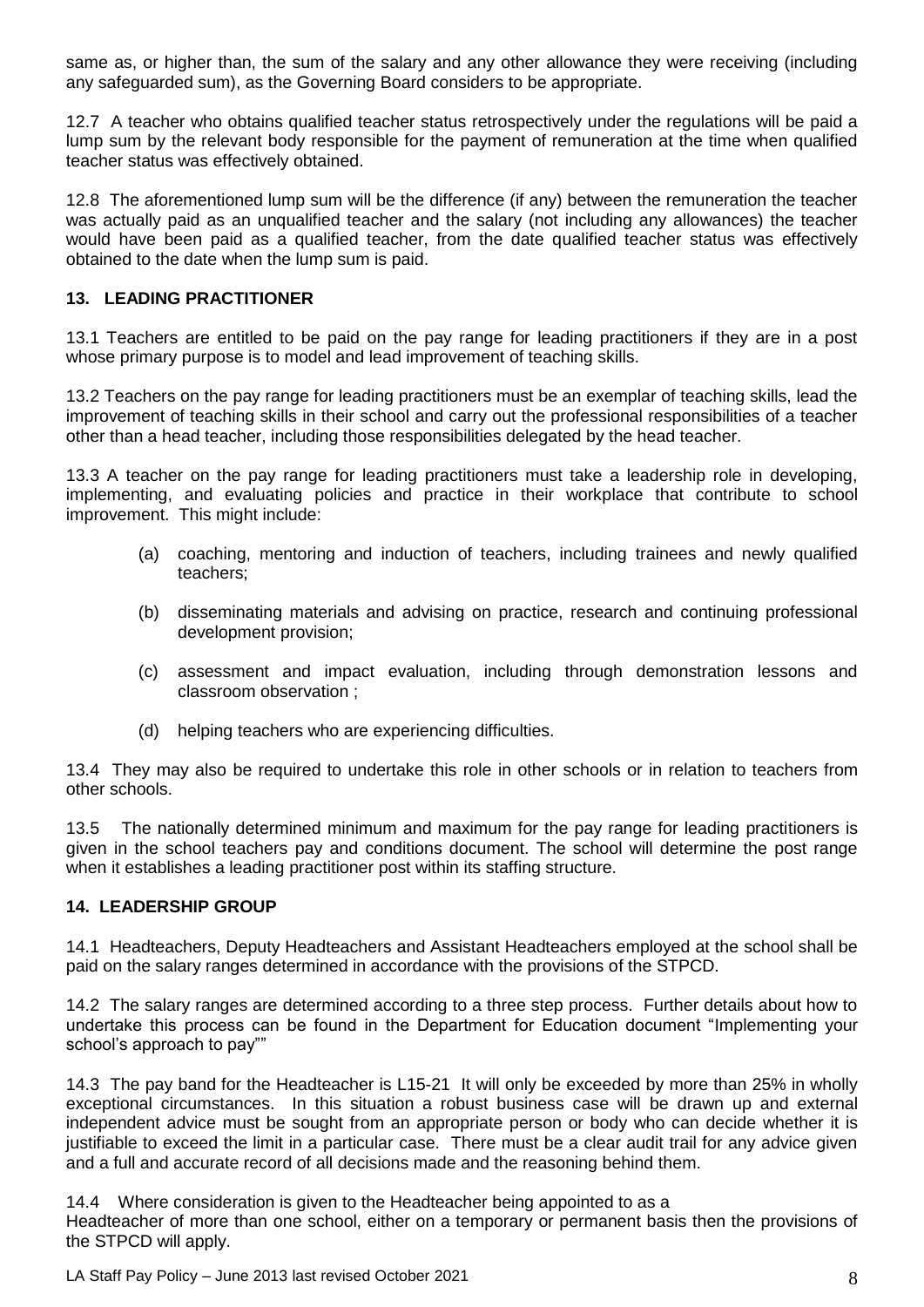same as, or higher than, the sum of the salary and any other allowance they were receiving (including any safeguarded sum), as the Governing Board considers to be appropriate.

12.7 A teacher who obtains qualified teacher status retrospectively under the regulations will be paid a lump sum by the relevant body responsible for the payment of remuneration at the time when qualified teacher status was effectively obtained.

12.8 The aforementioned lump sum will be the difference (if any) between the remuneration the teacher was actually paid as an unqualified teacher and the salary (not including any allowances) the teacher would have been paid as a qualified teacher, from the date qualified teacher status was effectively obtained to the date when the lump sum is paid.

## 13. LEADING PRACTITIONER

13.1 Teachers are entitled to be paid on the pay range for leading practitioners if they are in a post whose primary purpose is to model and lead improvement of teaching skills.

13.2 Teachers on the pay range for leading practitioners must be an exemplar of teaching skills, lead the improvement of teaching skills in their school and carry out the professional responsibilities of a teacher other than a head teacher, including those responsibilities delegated by the head teacher.

13.3 A teacher on the pay range for leading practitioners must take a leadership role in developing, implementing, and evaluating policies and practice in their workplace that contribute to school improvement. This might include:

(a) coaching, mentoring and induction of teachers, including trainees and newly qualified teachers;

(b) disseminating materials and advising on practice, research and continuing professional development provision;

(c) assessment and impact evaluation, including through demonstration lessons and classroom observation ;

(d) helping teachers who are experiencing difficulties.

13.4 They may also be required to undertake this role in other schools or in relation to teachers from other schools.

13.5 The nationally determined minimum and maximum for the pay range for leading practitioners is given in the school teachers pay and conditions document. The school will determine the post range when it establishes a leading practitioner post within its staffing structure.

## 14. LEADERSHIP GROUP

14.1 Headteachers, Deputy Headteachers and Assistant Headteachers employed at the school shall be paid on the salary ranges determined in accordance with the provisions of the STPCD.

14.2 The salary ranges are determined according to a three step process. Further details about how to undertake this process can be found in the Department for Education document "Implementing your school's approach to pay""

14.3 The pay band for the Headteacher is L15-21 It will only be exceeded by more than 25% in wholly exceptional circumstances. In this situation a robust business case will be drawn up and external independent advice must be sought from an appropriate person or body who can decide whether it is justifiable to exceed the limit in a particular case. There must be a clear audit trail for any advice given and a full and accurate record of all decisions made and the reasoning behind them.

14.4 Where consideration is given to the Headteacher being appointed to as a Headteacher of more than one school, either on a temporary or permanent basis then the provisions of the STPCD will apply.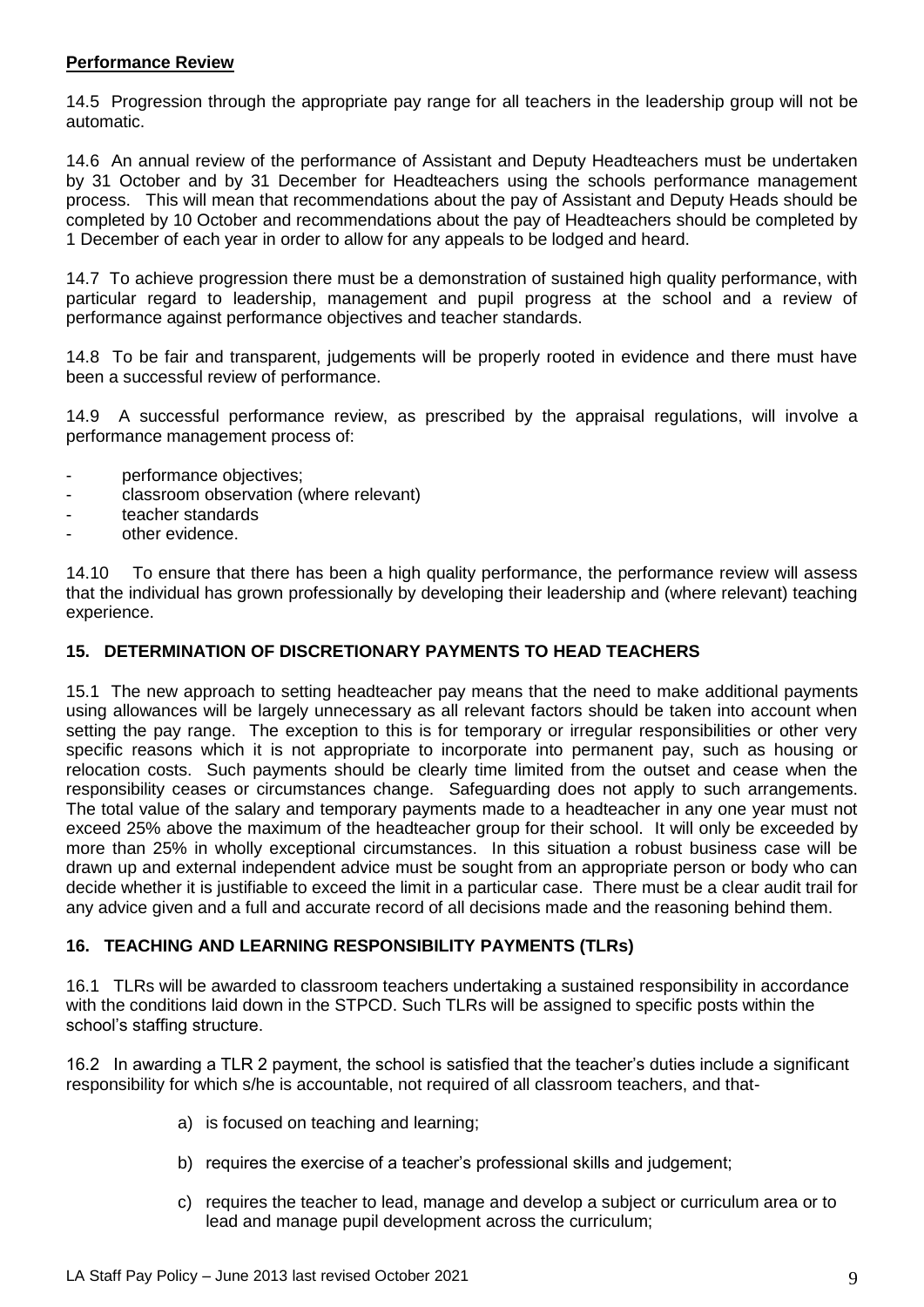**Performance Review**

14.5 Progression through the appropriate pay range for all teachers in the leadership group will not be automatic.

14.6 An annual review of the performance of Assistant and Deputy Headteachers must be undertaken by 31 October and by 31 December for Headteachers using the schools performance management process. This will mean that recommendations about the pay of Assistant and Deputy Heads should be completed by 10 October and recommendations about the pay of Headteachers should be completed by 1 December of each year in order to allow for any appeals to be lodged and heard.

14.7 To achieve progression there must be a demonstration of sustained high quality performance, with particular regard to leadership, management and pupil progress at the school and a review of performance against performance objectives and teacher standards.

14.8 To be fair and transparent, judgements will be properly rooted in evidence and there must have been a successful review of performance.

14.9 A successful performance review, as prescribed by the appraisal regulations, will involve a performance management process of:

- performance objectives;
- classroom observation (where relevant)
- teacher standards
- other evidence.

14.10 To ensure that there has been a high quality performance, the performance review will assess that the individual has grown professionally by developing their leadership and (where relevant) teaching experience.

## 15. DETERMINATION OF DISCRETIONARY PAYMENTS TO HEAD TEACHERS

15.1 The new approach to setting headteacher pay means that the need to make additional payments using allowances will be largely unnecessary as all relevant factors should be taken into account when setting the pay range. The exception to this is for temporary or irregular responsibilities or other very specific reasons which it is not appropriate to incorporate into permanent pay, such as housing or relocation costs. Such payments should be clearly time limited from the outset and cease when the responsibility ceases or circumstances change. Safeguarding does not apply to such arrangements. The total value of the salary and temporary payments made to a headteacher in any one year must not exceed 25% above the maximum of the headteacher group for their school. It will only be exceeded by more than 25% in wholly exceptional circumstances. In this situation a robust business case will be drawn up and external independent advice must be sought from an appropriate person or body who can decide whether it is justifiable to exceed the limit in a particular case. There must be a clear audit trail for any advice given and a full and accurate record of all decisions made and the reasoning behind them.

## 16. TEACHING AND LEARNING RESPONSIBILITY PAYMENTS (TLRs)

16.1 TLRs will be awarded to classroom teachers undertaking a sustained responsibility in accordance with the conditions laid down in the STPCD. Such TLRs will be assigned to specific posts within the school's staffing structure.

16.2 In awarding a TLR 2 payment, the school is satisfied that the teacher's duties include a significant responsibility for which s/he is accountable, not required of all classroom teachers, and that-

a) is focused on teaching and learning;

b) requires the exercise of a teacher's professional skills and judgement;

c) requires the teacher to lead, manage and develop a subject or curriculum area or to lead and manage pupil development across the curriculum;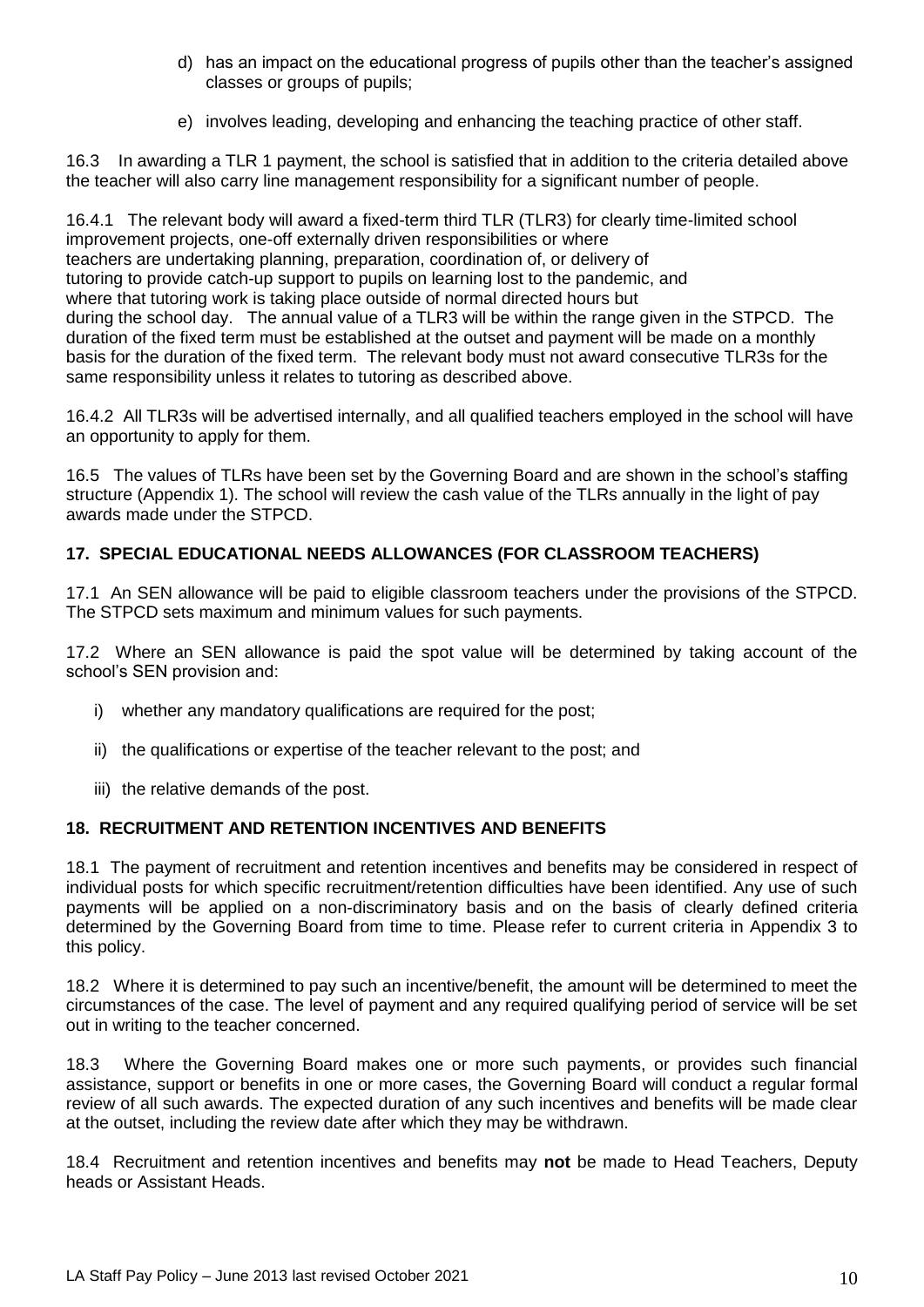d) has an impact on the educational progress of pupils other than the teacher's assigned classes or groups of pupils;

e) involves leading, developing and enhancing the teaching practice of other staff.

16.3 In awarding a TLR 1 payment, the school is satisfied that in addition to the criteria detailed above the teacher will also carry line management responsibility for a significant number of people.

16.4.1 The relevant body will award a fixed-term third TLR (TLR3) for clearly time-limited school improvement projects, one-off externally driven responsibilities or where teachers are undertaking planning, preparation, coordination of, or delivery of tutoring to provide catch-up support to pupils on learning lost to the pandemic, and where that tutoring work is taking place outside of normal directed hours but during the school day. The annual value of a TLR3 will be within the range given in the STPCD. The duration of the fixed term must be established at the outset and payment will be made on a monthly basis for the duration of the fixed term. The relevant body must not award consecutive TLR3s for the same responsibility unless it relates to tutoring as described above.

16.4.2 All TLR3s will be advertised internally, and all qualified teachers employed in the school will have an opportunity to apply for them.

16.5 The values of TLRs have been set by the Governing Board and are shown in the school's staffing structure (Appendix 1). The school will review the cash value of the TLRs annually in the light of pay awards made under the STPCD.

## 17. SPECIAL EDUCATIONAL NEEDS ALLOWANCES (FOR CLASSROOM TEACHERS)

17.1 An SEN allowance will be paid to eligible classroom teachers under the provisions of the STPCD. The STPCD sets maximum and minimum values for such payments.

17.2 Where an SEN allowance is paid the spot value will be determined by taking account of the school's SEN provision and:

i) whether any mandatory qualifications are required for the post;

ii) the qualifications or expertise of the teacher relevant to the post; and

iii) the relative demands of the post.

## 18. RECRUITMENT AND RETENTION INCENTIVES AND BENEFITS

18.1 The payment of recruitment and retention incentives and benefits may be considered in respect of individual posts for which specific recruitment/retention difficulties have been identified. Any use of such payments will be applied on a non-discriminatory basis and on the basis of clearly defined criteria determined by the Governing Board from time to time. Please refer to current criteria in Appendix 3 to this policy.

18.2 Where it is determined to pay such an incentive/benefit, the amount will be determined to meet the circumstances of the case. The level of payment and any required qualifying period of service will be set out in writing to the teacher concerned.

18.3 Where the Governing Board makes one or more such payments, or provides such financial assistance, support or benefits in one or more cases, the Governing Board will conduct a regular formal review of all such awards. The expected duration of any such incentives and benefits will be made clear at the outset, including the review date after which they may be withdrawn.

18.4 Recruitment and retention incentives and benefits may **not** be made to Head Teachers, Deputy heads or Assistant Heads.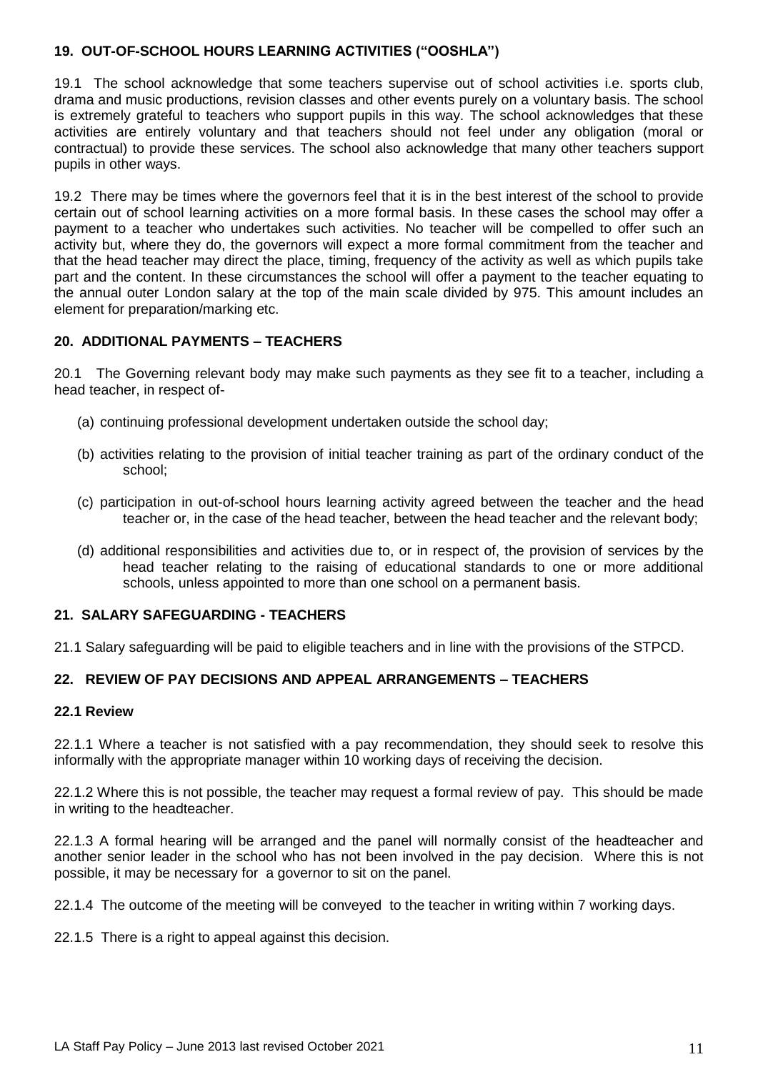## 19. OUT-OF-SCHOOL HOURS LEARNING ACTIVITIES ("OOSHLA")

19.1 The school acknowledge that some teachers supervise out of school activities i.e. sports club, drama and music productions, revision classes and other events purely on a voluntary basis. The school is extremely grateful to teachers who support pupils in this way. The school acknowledges that these activities are entirely voluntary and that teachers should not feel under any obligation (moral or contractual) to provide these services. The school also acknowledge that many other teachers support pupils in other ways.

19.2 There may be times where the governors feel that it is in the best interest of the school to provide certain out of school learning activities on a more formal basis. In these cases the school may offer a payment to a teacher who undertakes such activities. No teacher will be compelled to offer such an activity but, where they do, the governors will expect a more formal commitment from the teacher and that the head teacher may direct the place, timing, frequency of the activity as well as which pupils take part and the content. In these circumstances the school will offer a payment to the teacher equating to the annual outer London salary at the top of the main scale divided by 975. This amount includes an element for preparation/marking etc.

## 20. ADDITIONAL PAYMENTS – TEACHERS

20.1 The Governing relevant body may make such payments as they see fit to a teacher, including a head teacher, in respect of-

(a) continuing professional development undertaken outside the school day;

(b) activities relating to the provision of initial teacher training as part of the ordinary conduct of the school;

(c) participation in out-of-school hours learning activity agreed between the teacher and the head teacher or, in the case of the head teacher, between the head teacher and the relevant body;

(d) additional responsibilities and activities due to, or in respect of, the provision of services by the head teacher relating to the raising of educational standards to one or more additional schools, unless appointed to more than one school on a permanent basis.

## 21. SALARY SAFEGUARDING - TEACHERS

21.1 Salary safeguarding will be paid to eligible teachers and in line with the provisions of the STPCD.

## 22. REVIEW OF PAY DECISIONS AND APPEAL ARRANGEMENTS – TEACHERS

### 22.1 Review

22.1.1 Where a teacher is not satisfied with a pay recommendation, they should seek to resolve this informally with the appropriate manager within 10 working days of receiving the decision.

22.1.2 Where this is not possible, the teacher may request a formal review of pay. This should be made in writing to the headteacher.

22.1.3 A formal hearing will be arranged and the panel will normally consist of the headteacher and another senior leader in the school who has not been involved in the pay decision. Where this is not possible, it may be necessary for a governor to sit on the panel.

22.1.4 The outcome of the meeting will be conveyed to the teacher in writing within 7 working days.

22.1.5 There is a right to appeal against this decision.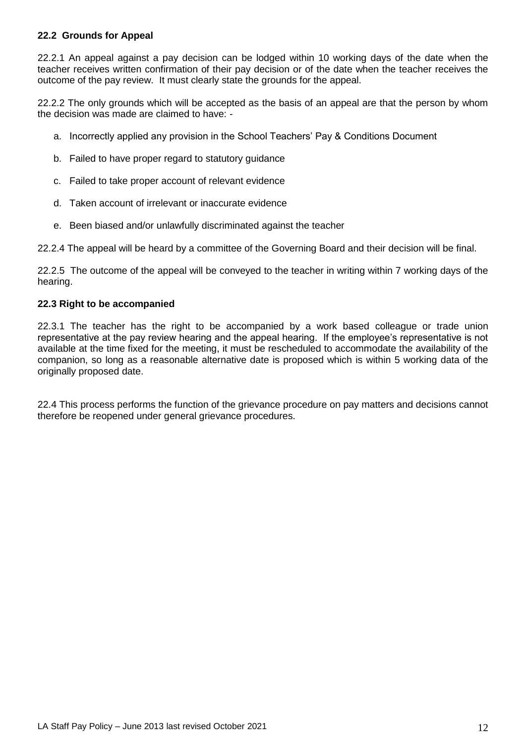### 22.2 Grounds for Appeal

22.2.1 An appeal against a pay decision can be lodged within 10 working days of the date when the teacher receives written confirmation of their pay decision or of the date when the teacher receives the outcome of the pay review. It must clearly state the grounds for the appeal.

22.2.2 The only grounds which will be accepted as the basis of an appeal are that the person by whom the decision was made are claimed to have: -

a. Incorrectly applied any provision in the School Teachers' Pay & Conditions Document

b. Failed to have proper regard to statutory guidance

c. Failed to take proper account of relevant evidence

d. Taken account of irrelevant or inaccurate evidence

e. Been biased and/or unlawfully discriminated against the teacher

22.2.4 The appeal will be heard by a committee of the Governing Board and their decision will be final.

22.2.5 The outcome of the appeal will be conveyed to the teacher in writing within 7 working days of the hearing.

### 22.3 Right to be accompanied

22.3.1 The teacher has the right to be accompanied by a work based colleague or trade union representative at the pay review hearing and the appeal hearing. If the employee's representative is not available at the time fixed for the meeting, it must be rescheduled to accommodate the availability of the companion, so long as a reasonable alternative date is proposed which is within 5 working data of the originally proposed date.

22.4 This process performs the function of the grievance procedure on pay matters and decisions cannot therefore be reopened under general grievance procedures.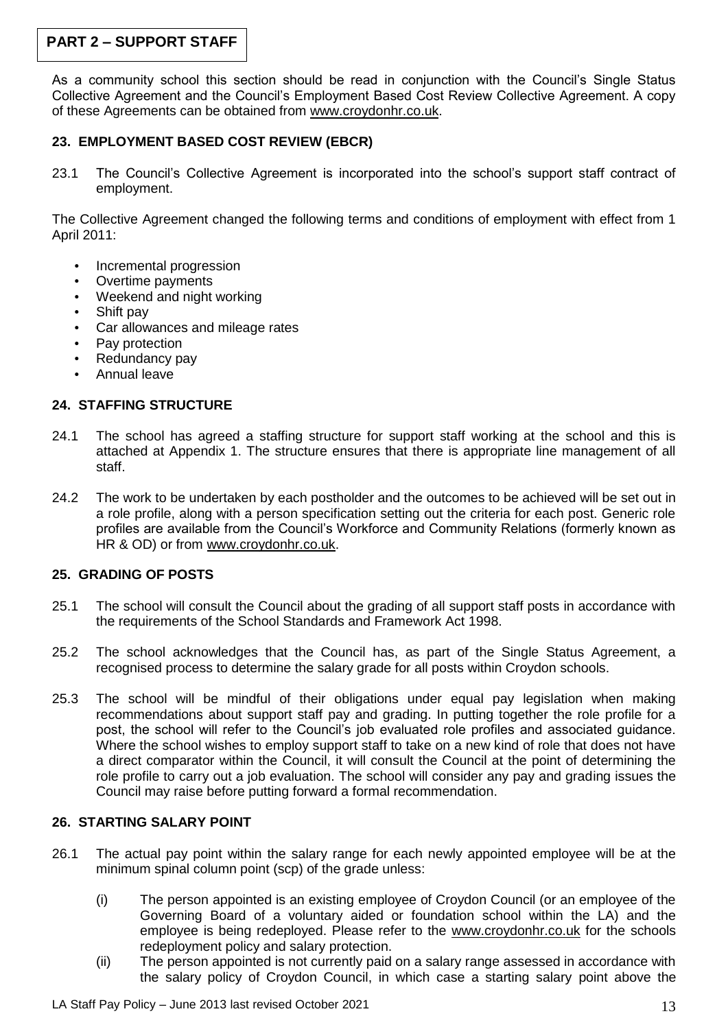## PART 2 – SUPPORT STAFF

As a community school this section should be read in conjunction with the Council's Single Status Collective Agreement and the Council's Employment Based Cost Review Collective Agreement. A copy of these Agreements can be obtained from www.croydonhr.co.uk.

### 23. EMPLOYMENT BASED COST REVIEW (EBCR)

23.1 The Council's Collective Agreement is incorporated into the school's support staff contract of employment.

The Collective Agreement changed the following terms and conditions of employment with effect from 1 April 2011:

- Incremental progression
- Overtime payments
- Weekend and night working
- Shift pay
- Car allowances and mileage rates
- Pay protection
- Redundancy pay
- Annual leave

### 24. STAFFING STRUCTURE

24.1 The school has agreed a staffing structure for support staff working at the school and this is attached at Appendix 1. The structure ensures that there is appropriate line management of all staff.

24.2 The work to be undertaken by each postholder and the outcomes to be achieved will be set out in a role profile, along with a person specification setting out the criteria for each post. Generic role profiles are available from the Council's Workforce and Community Relations (formerly known as HR & OD) or from www.croydonhr.co.uk.

### 25. GRADING OF POSTS

25.1 The school will consult the Council about the grading of all support staff posts in accordance with the requirements of the School Standards and Framework Act 1998.

25.2 The school acknowledges that the Council has, as part of the Single Status Agreement, a recognised process to determine the salary grade for all posts within Croydon schools.

25.3 The school will be mindful of their obligations under equal pay legislation when making recommendations about support staff pay and grading. In putting together the role profile for a post, the school will refer to the Council's job evaluated role profiles and associated guidance. Where the school wishes to employ support staff to take on a new kind of role that does not have a direct comparator within the Council, it will consult the Council at the point of determining the role profile to carry out a job evaluation. The school will consider any pay and grading issues the Council may raise before putting forward a formal recommendation.

### 26. STARTING SALARY POINT

26.1 The actual pay point within the salary range for each newly appointed employee will be at the minimum spinal column point (scp) of the grade unless:

(i) The person appointed is an existing employee of Croydon Council (or an employee of the Governing Board of a voluntary aided or foundation school within the LA) and the employee is being redeployed. Please refer to the www.croydonhr.co.uk for the schools redeployment policy and salary protection.

(ii) The person appointed is not currently paid on a salary range assessed in accordance with the salary policy of Croydon Council, in which case a starting salary point above the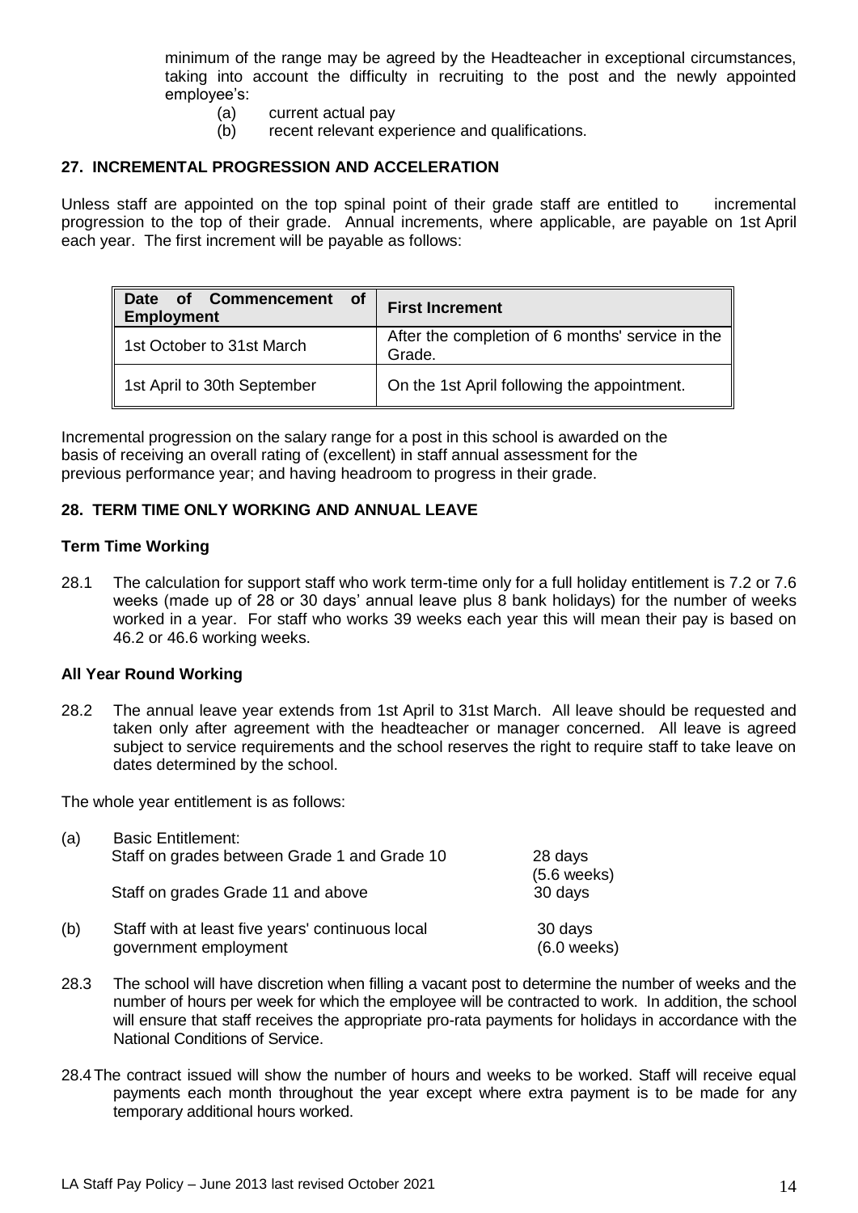minimum of the range may be agreed by the Headteacher in exceptional circumstances, taking into account the difficulty in recruiting to the post and the newly appointed employee's:

(a) current actual pay
(b) recent relevant experience and qualifications.

## 27. INCREMENTAL PROGRESSION AND ACCELERATION

Unless staff are appointed on the top spinal point of their grade staff are entitled to incremental progression to the top of their grade. Annual increments, where applicable, are payable on 1st April each year. The first increment will be payable as follows:

| Date of Commencement of Employment | First Increment |
|---|---|
| 1st October to 31st March | After the completion of 6 months' service in the Grade. |
| 1st April to 30th September | On the 1st April following the appointment. |

Incremental progression on the salary range for a post in this school is awarded on the basis of receiving an overall rating of (excellent) in staff annual assessment for the previous performance year; and having headroom to progress in their grade.

## 28. TERM TIME ONLY WORKING AND ANNUAL LEAVE

### Term Time Working

28.1 The calculation for support staff who work term-time only for a full holiday entitlement is 7.2 or 7.6 weeks (made up of 28 or 30 days' annual leave plus 8 bank holidays) for the number of weeks worked in a year. For staff who works 39 weeks each year this will mean their pay is based on 46.2 or 46.6 working weeks.

### All Year Round Working

28.2 The annual leave year extends from 1st April to 31st March. All leave should be requested and taken only after agreement with the headteacher or manager concerned. All leave is agreed subject to service requirements and the school reserves the right to require staff to take leave on dates determined by the school.

The whole year entitlement is as follows:

(a) Basic Entitlement:
Staff on grades between Grade 1 and Grade 10 — 28 days (5.6 weeks)
Staff on grades Grade 11 and above — 30 days

(b) Staff with at least five years' continuous local government employment — 30 days (6.0 weeks)

28.3 The school will have discretion when filling a vacant post to determine the number of weeks and the number of hours per week for which the employee will be contracted to work. In addition, the school will ensure that staff receives the appropriate pro-rata payments for holidays in accordance with the National Conditions of Service.

28.4 The contract issued will show the number of hours and weeks to be worked. Staff will receive equal payments each month throughout the year except where extra payment is to be made for any temporary additional hours worked.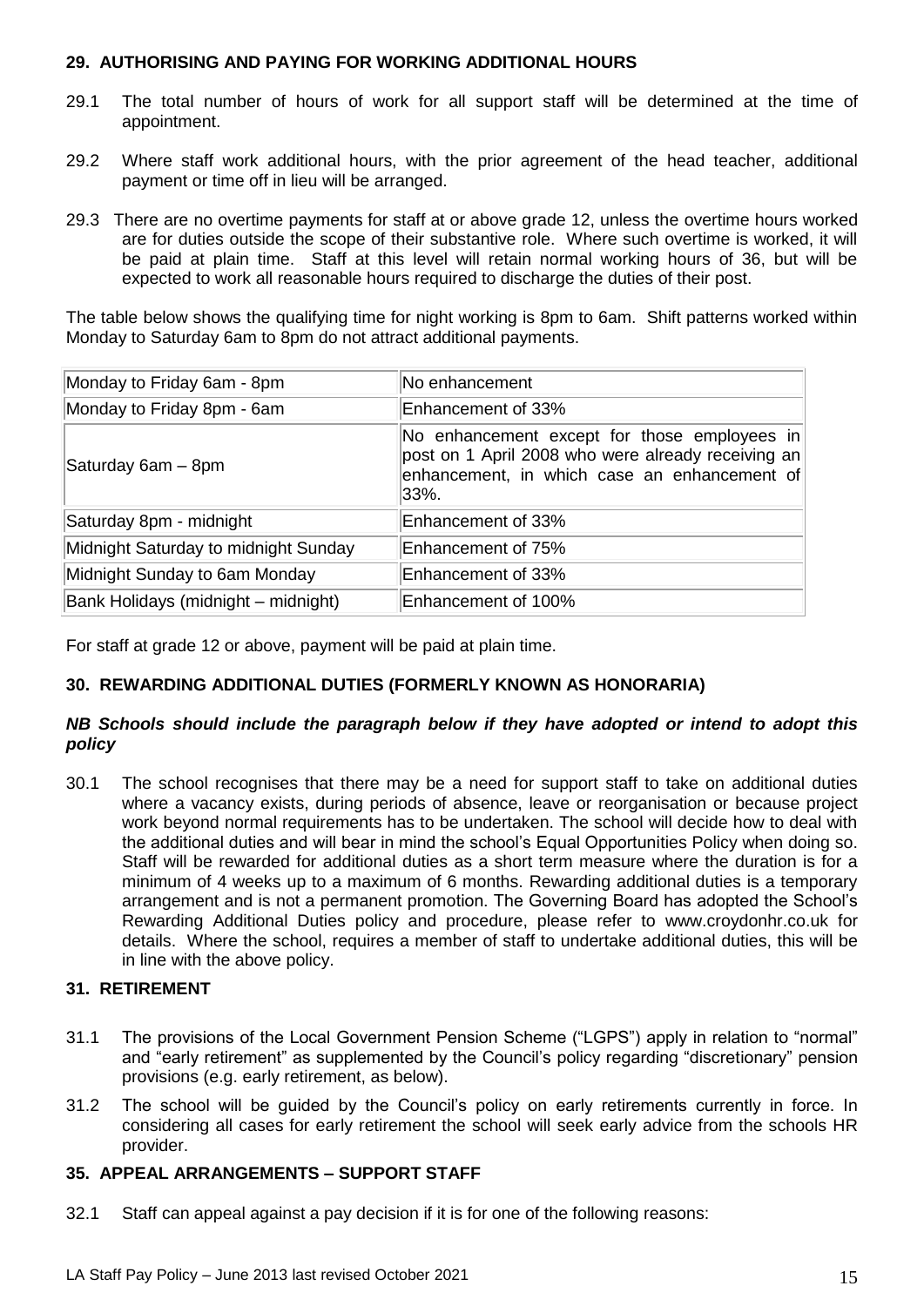### 29. AUTHORISING AND PAYING FOR WORKING ADDITIONAL HOURS

29.1 The total number of hours of work for all support staff will be determined at the time of appointment.

29.2 Where staff work additional hours, with the prior agreement of the head teacher, additional payment or time off in lieu will be arranged.

29.3 There are no overtime payments for staff at or above grade 12, unless the overtime hours worked are for duties outside the scope of their substantive role. Where such overtime is worked, it will be paid at plain time. Staff at this level will retain normal working hours of 36, but will be expected to work all reasonable hours required to discharge the duties of their post.

The table below shows the qualifying time for night working is 8pm to 6am. Shift patterns worked within Monday to Saturday 6am to 8pm do not attract additional payments.

| | |
|---|---|
| Monday to Friday 6am - 8pm | No enhancement |
| Monday to Friday 8pm - 6am | Enhancement of 33% |
| Saturday 6am – 8pm | No enhancement except for those employees in post on 1 April 2008 who were already receiving an enhancement, in which case an enhancement of 33%. |
| Saturday 8pm - midnight | Enhancement of 33% |
| Midnight Saturday to midnight Sunday | Enhancement of 75% |
| Midnight Sunday to 6am Monday | Enhancement of 33% |
| Bank Holidays (midnight – midnight) | Enhancement of 100% |

For staff at grade 12 or above, payment will be paid at plain time.

### 30. REWARDING ADDITIONAL DUTIES (FORMERLY KNOWN AS HONORARIA)

***NB Schools should include the paragraph below if they have adopted or intend to adopt this policy***

30.1 The school recognises that there may be a need for support staff to take on additional duties where a vacancy exists, during periods of absence, leave or reorganisation or because project work beyond normal requirements has to be undertaken. The school will decide how to deal with the additional duties and will bear in mind the school's Equal Opportunities Policy when doing so. Staff will be rewarded for additional duties as a short term measure where the duration is for a minimum of 4 weeks up to a maximum of 6 months. Rewarding additional duties is a temporary arrangement and is not a permanent promotion. The Governing Board has adopted the School's Rewarding Additional Duties policy and procedure, please refer to www.croydonhr.co.uk for details. Where the school, requires a member of staff to undertake additional duties, this will be in line with the above policy.

### 31. RETIREMENT

31.1 The provisions of the Local Government Pension Scheme ("LGPS") apply in relation to "normal" and "early retirement" as supplemented by the Council's policy regarding "discretionary" pension provisions (e.g. early retirement, as below).

31.2 The school will be guided by the Council's policy on early retirements currently in force. In considering all cases for early retirement the school will seek early advice from the schools HR provider.

### 35. APPEAL ARRANGEMENTS – SUPPORT STAFF

32.1 Staff can appeal against a pay decision if it is for one of the following reasons: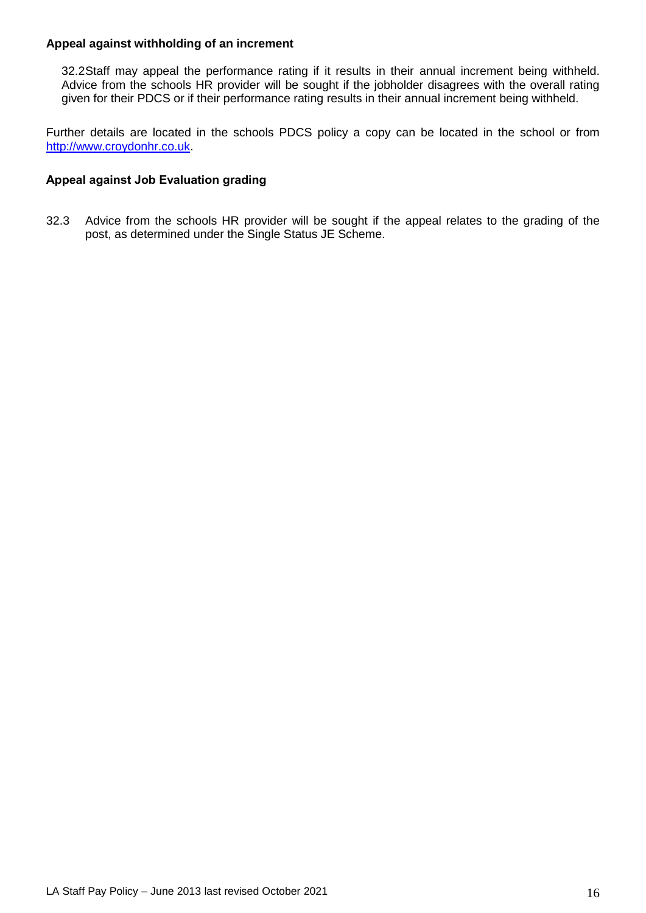**Appeal against withholding of an increment**

32.2Staff may appeal the performance rating if it results in their annual increment being withheld. Advice from the schools HR provider will be sought if the jobholder disagrees with the overall rating given for their PDCS or if their performance rating results in their annual increment being withheld.

Further details are located in the schools PDCS policy a copy can be located in the school or from [http://www.croydonhr.co.uk](http://www.croydonhr.co.uk).

**Appeal against Job Evaluation grading**

32.3 Advice from the schools HR provider will be sought if the appeal relates to the grading of the post, as determined under the Single Status JE Scheme.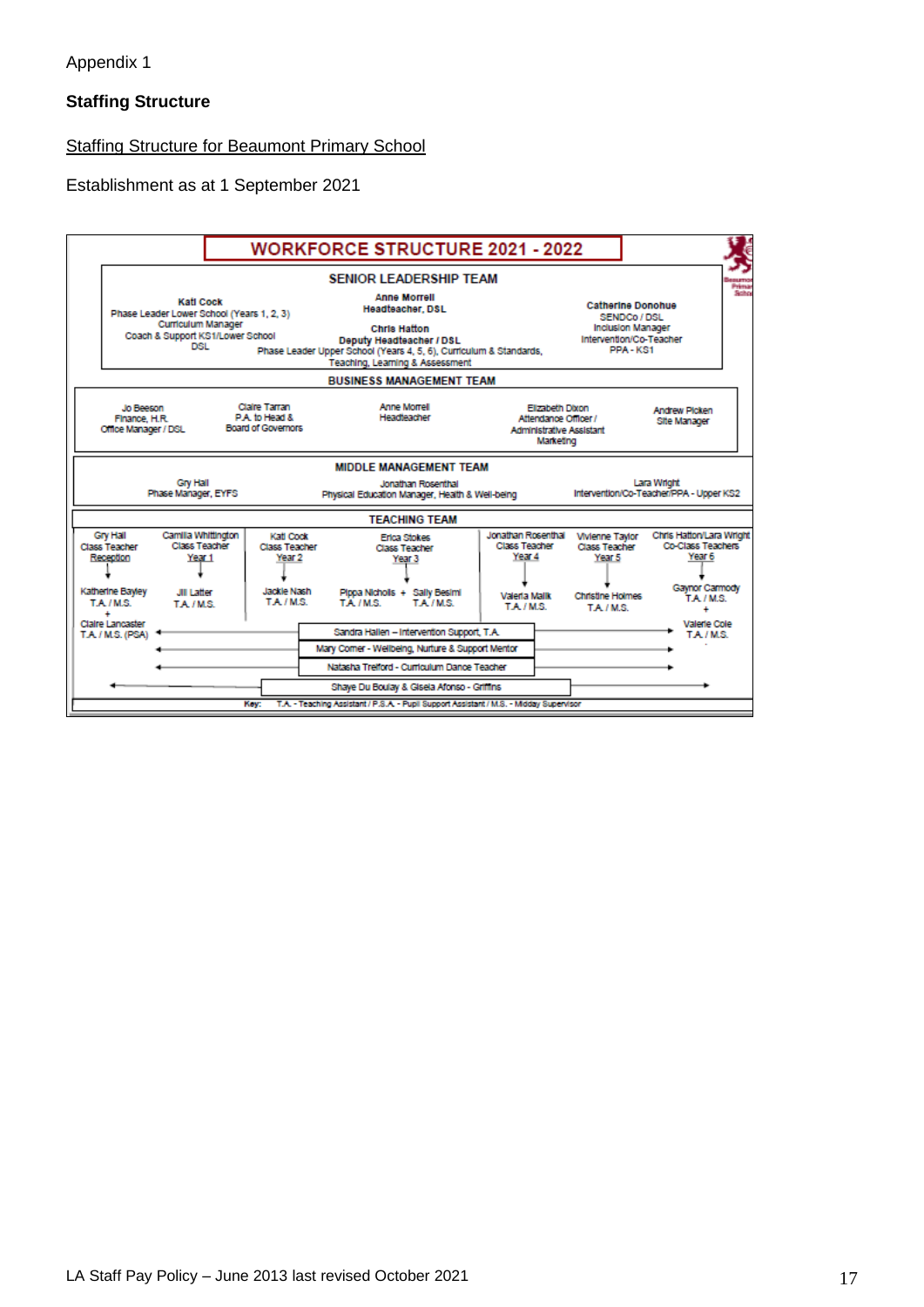Appendix 1

**Staffing Structure**

Staffing Structure for Beaumont Primary School

Establishment as at 1 September 2021

## WORKFORCE STRUCTURE 2021 - 2022

### SENIOR LEADERSHIP TEAM

**Kati Cock**
Phase Leader Lower School (Years 1, 2, 3)
Curriculum Manager
Coach & Support KS1/Lower School
DSL

**Anne Morrell**
Headteacher, DSL

**Chris Hatton**
Deputy Headteacher / DSL
Phase Leader Upper School (Years 4, 5, 6), Curriculum & Standards,
Teaching, Learning & Assessment

**Catherine Donohue**
SENDCo / DSL
Inclusion Manager
Intervention/Co-Teacher
PPA - KS1

### BUSINESS MANAGEMENT TEAM

| Jo Beeson | Claire Tarran | Anne Morrell | Elizabeth Dixon | Andrew Picken |
|---|---|---|---|---|
| Finance, H.R. Office Manager / DSL | P.A. to Head & Board of Governors | Headteacher | Attendance Officer / Administrative Assistant Marketing | Site Manager |

### MIDDLE MANAGEMENT TEAM

| Gry Hall | Jonathan Rosenthal | Lara Wright |
|---|---|---|
| Phase Manager, EYFS | Physical Education Manager, Health & Well-being | Intervention/Co-Teacher/PPA - Upper KS2 |

### TEACHING TEAM

| Reception | Year 1 | Year 2 | Year 3 | Year 4 | Year 5 | Year 6 |
|---|---|---|---|---|---|---|
| Gry Hall, Class Teacher | Camilla Whittington, Class Teacher | Kati Cock, Class Teacher | Erica Stokes, Class Teacher | Jonathan Rosenthal, Class Teacher | Vivienne Taylor, Class Teacher | Chris Hatton/Lara Wright, Co-Class Teachers |
| Katherine Bayley, T.A. / M.S. + Claire Lancaster, T.A. / M.S. (PSA) | Jill Latter, T.A. / M.S. | Jackie Nash, T.A. / M.S. | Pippa Nicholls, T.A. / M.S. + Sally Besimi, T.A. / M.S. | Valeria Malik, T.A. / M.S. | Christine Holmes, T.A. / M.S. | Gaynor Carmody, T.A. / M.S. + Valerie Cole, T.A. / M.S. |

Across all classes:

- Sandra Hallen – Intervention Support, T.A.
- Mary Comer - Wellbeing, Nurture & Support Mentor
- Natasha Trefford - Curriculum Dance Teacher
- Shaye Du Boulay & Gisela Afonso - Griffins

**Key:** T.A. - Teaching Assistant / P.S.A. - Pupil Support Assistant / M.S. - Midday Supervisor

LA Staff Pay Policy – June 2013 last revised October 2021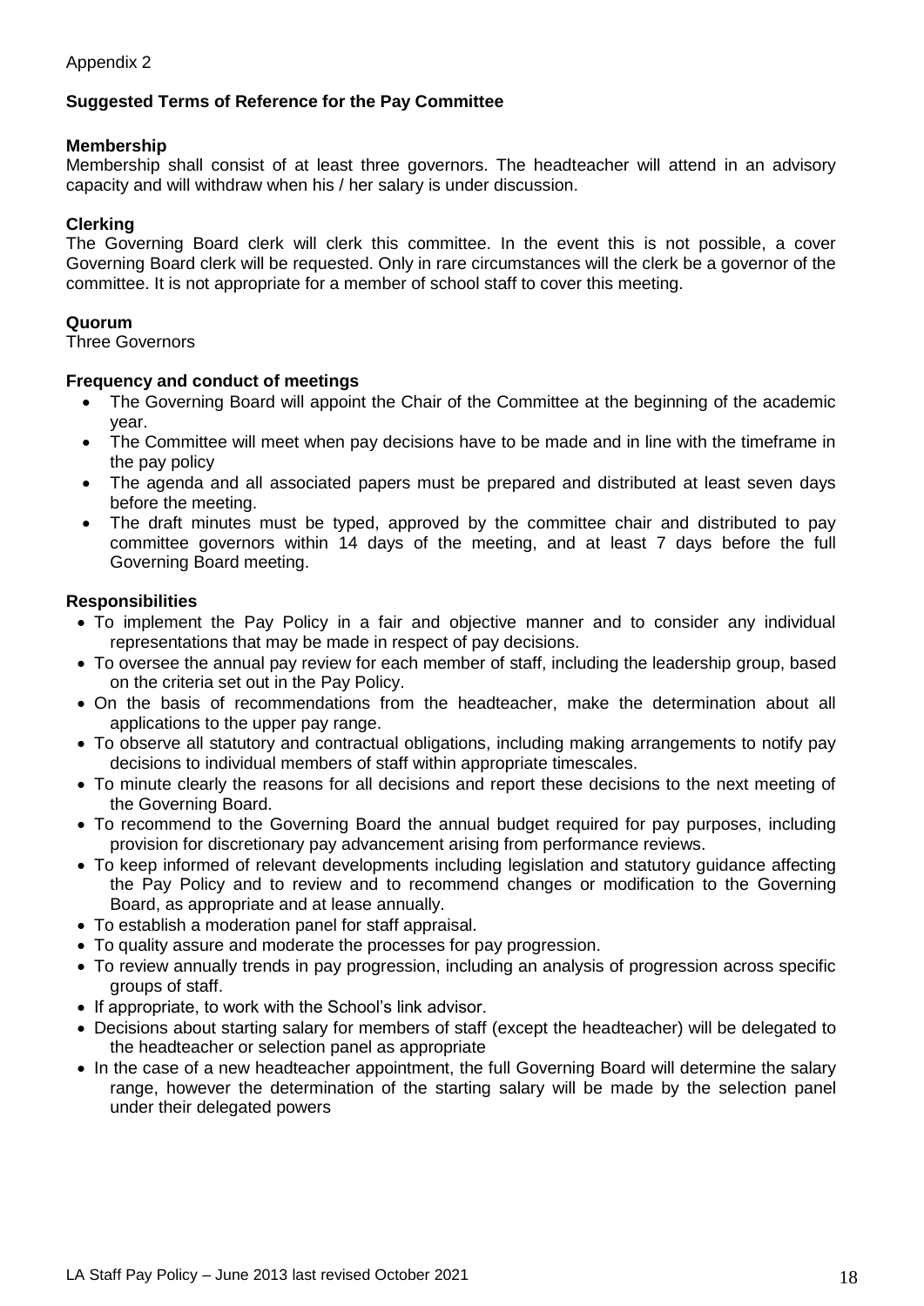Appendix 2

## Suggested Terms of Reference for the Pay Committee

**Membership**
Membership shall consist of at least three governors. The headteacher will attend in an advisory capacity and will withdraw when his / her salary is under discussion.

**Clerking**
The Governing Board clerk will clerk this committee. In the event this is not possible, a cover Governing Board clerk will be requested. Only in rare circumstances will the clerk be a governor of the committee. It is not appropriate for a member of school staff to cover this meeting.

**Quorum**
Three Governors

**Frequency and conduct of meetings**

- The Governing Board will appoint the Chair of the Committee at the beginning of the academic year.
- The Committee will meet when pay decisions have to be made and in line with the timeframe in the pay policy
- The agenda and all associated papers must be prepared and distributed at least seven days before the meeting.
- The draft minutes must be typed, approved by the committee chair and distributed to pay committee governors within 14 days of the meeting, and at least 7 days before the full Governing Board meeting.

**Responsibilities**

- To implement the Pay Policy in a fair and objective manner and to consider any individual representations that may be made in respect of pay decisions.
- To oversee the annual pay review for each member of staff, including the leadership group, based on the criteria set out in the Pay Policy.
- On the basis of recommendations from the headteacher, make the determination about all applications to the upper pay range.
- To observe all statutory and contractual obligations, including making arrangements to notify pay decisions to individual members of staff within appropriate timescales.
- To minute clearly the reasons for all decisions and report these decisions to the next meeting of the Governing Board.
- To recommend to the Governing Board the annual budget required for pay purposes, including provision for discretionary pay advancement arising from performance reviews.
- To keep informed of relevant developments including legislation and statutory guidance affecting the Pay Policy and to review and to recommend changes or modification to the Governing Board, as appropriate and at lease annually.
- To establish a moderation panel for staff appraisal.
- To quality assure and moderate the processes for pay progression.
- To review annually trends in pay progression, including an analysis of progression across specific groups of staff.
- If appropriate, to work with the School's link advisor.
- Decisions about starting salary for members of staff (except the headteacher) will be delegated to the headteacher or selection panel as appropriate
- In the case of a new headteacher appointment, the full Governing Board will determine the salary range, however the determination of the starting salary will be made by the selection panel under their delegated powers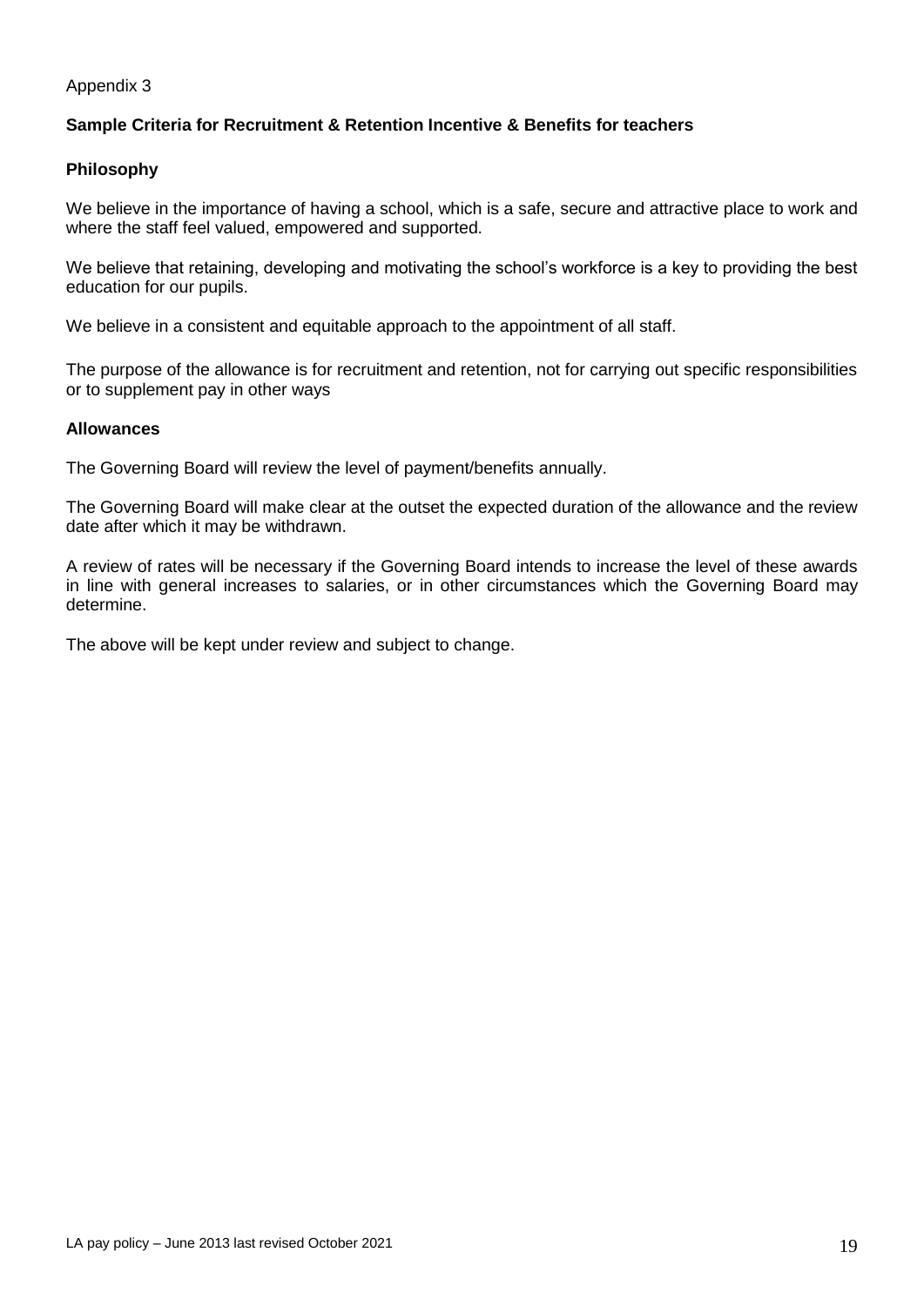Appendix 3

**Sample Criteria for Recruitment & Retention Incentive & Benefits for teachers**

**Philosophy**

We believe in the importance of having a school, which is a safe, secure and attractive place to work and where the staff feel valued, empowered and supported.

We believe that retaining, developing and motivating the school's workforce is a key to providing the best education for our pupils.

We believe in a consistent and equitable approach to the appointment of all staff.

The purpose of the allowance is for recruitment and retention, not for carrying out specific responsibilities or to supplement pay in other ways

**Allowances**

The Governing Board will review the level of payment/benefits annually.

The Governing Board will make clear at the outset the expected duration of the allowance and the review date after which it may be withdrawn.

A review of rates will be necessary if the Governing Board intends to increase the level of these awards in line with general increases to salaries, or in other circumstances which the Governing Board may determine.

The above will be kept under review and subject to change.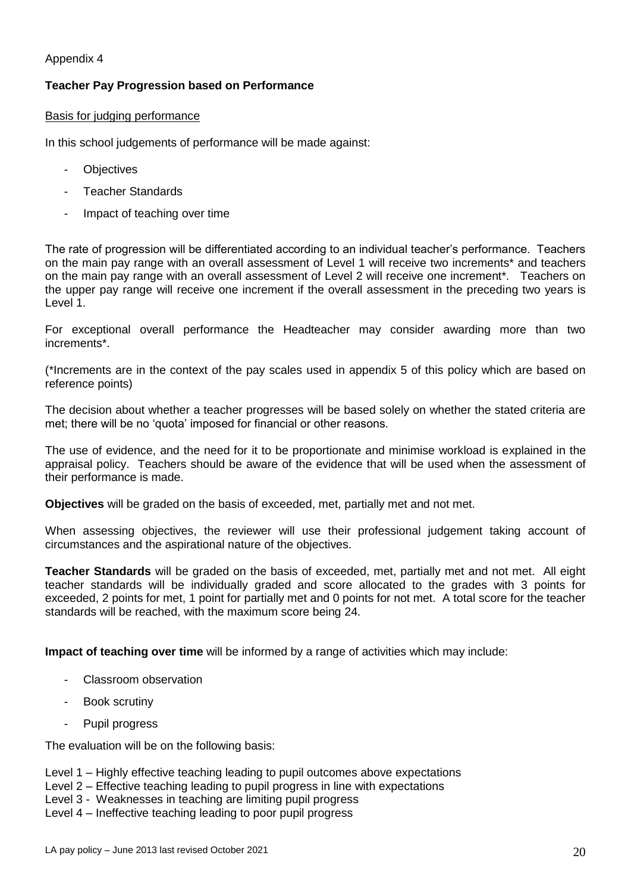Appendix 4

## Teacher Pay Progression based on Performance

Basis for judging performance

In this school judgements of performance will be made against:

- Objectives
- Teacher Standards
- Impact of teaching over time

The rate of progression will be differentiated according to an individual teacher's performance. Teachers on the main pay range with an overall assessment of Level 1 will receive two increments* and teachers on the main pay range with an overall assessment of Level 2 will receive one increment*. Teachers on the upper pay range will receive one increment if the overall assessment in the preceding two years is Level 1.

For exceptional overall performance the Headteacher may consider awarding more than two increments*.

(*Increments are in the context of the pay scales used in appendix 5 of this policy which are based on reference points)

The decision about whether a teacher progresses will be based solely on whether the stated criteria are met; there will be no 'quota' imposed for financial or other reasons.

The use of evidence, and the need for it to be proportionate and minimise workload is explained in the appraisal policy. Teachers should be aware of the evidence that will be used when the assessment of their performance is made.

**Objectives** will be graded on the basis of exceeded, met, partially met and not met.

When assessing objectives, the reviewer will use their professional judgement taking account of circumstances and the aspirational nature of the objectives.

**Teacher Standards** will be graded on the basis of exceeded, met, partially met and not met. All eight teacher standards will be individually graded and score allocated to the grades with 3 points for exceeded, 2 points for met, 1 point for partially met and 0 points for not met. A total score for the teacher standards will be reached, with the maximum score being 24.

**Impact of teaching over time** will be informed by a range of activities which may include:

- Classroom observation
- Book scrutiny
- Pupil progress

The evaluation will be on the following basis:

Level 1 – Highly effective teaching leading to pupil outcomes above expectations
Level 2 – Effective teaching leading to pupil progress in line with expectations
Level 3 - Weaknesses in teaching are limiting pupil progress
Level 4 – Ineffective teaching leading to poor pupil progress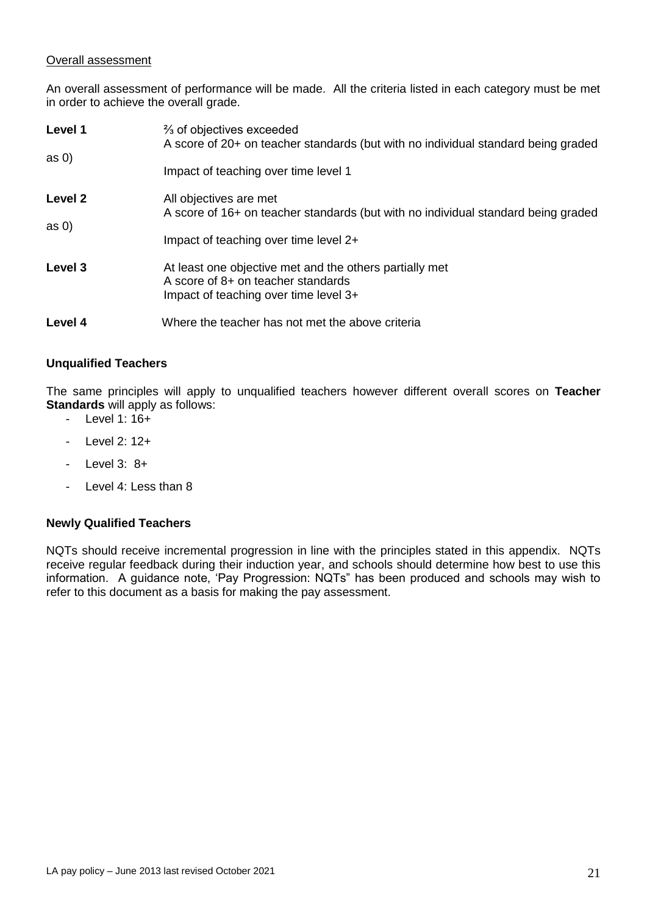Overall assessment

An overall assessment of performance will be made. All the criteria listed in each category must be met in order to achieve the overall grade.

**Level 1**
⅔ of objectives exceeded
A score of 20+ on teacher standards (but with no individual standard being graded as 0)
Impact of teaching over time level 1

**Level 2**
All objectives are met
A score of 16+ on teacher standards (but with no individual standard being graded as 0)
Impact of teaching over time level 2+

**Level 3**
At least one objective met and the others partially met
A score of 8+ on teacher standards
Impact of teaching over time level 3+

**Level 4**
Where the teacher has not met the above criteria

**Unqualified Teachers**

The same principles will apply to unqualified teachers however different overall scores on **Teacher Standards** will apply as follows:

- Level 1: 16+
- Level 2: 12+
- Level 3: 8+
- Level 4: Less than 8

**Newly Qualified Teachers**

NQTs should receive incremental progression in line with the principles stated in this appendix. NQTs receive regular feedback during their induction year, and schools should determine how best to use this information. A guidance note, 'Pay Progression: NQTs" has been produced and schools may wish to refer to this document as a basis for making the pay assessment.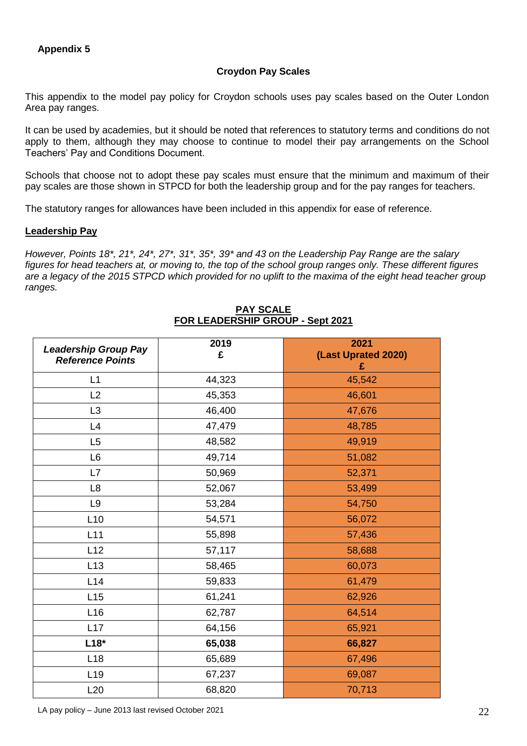**Appendix 5**

**Croydon Pay Scales**

This appendix to the model pay policy for Croydon schools uses pay scales based on the Outer London Area pay ranges.

It can be used by academies, but it should be noted that references to statutory terms and conditions do not apply to them, although they may choose to continue to model their pay arrangements on the School Teachers' Pay and Conditions Document.

Schools that choose not to adopt these pay scales must ensure that the minimum and maximum of their pay scales are those shown in STPCD for both the leadership group and for the pay ranges for teachers.

The statutory ranges for allowances have been included in this appendix for ease of reference.

## Leadership Pay

*However, Points 18*, 21*, 24*, 27*, 31*, 35*, 39* and 43 on the Leadership Pay Range are the salary figures for head teachers at, or moving to, the top of the school group ranges only. These different figures are a legacy of the 2015 STPCD which provided for no uplift to the maxima of the eight head teacher group ranges.*

**PAY SCALE**
**FOR LEADERSHIP GROUP - Sept 2021**

| ***Leadership Group Pay Reference Points*** | **2019 £** | **2021 (Last Uprated 2020) £** |
|---|---|---|
| L1 | 44,323 | 45,542 |
| L2 | 45,353 | 46,601 |
| L3 | 46,400 | 47,676 |
| L4 | 47,479 | 48,785 |
| L5 | 48,582 | 49,919 |
| L6 | 49,714 | 51,082 |
| L7 | 50,969 | 52,371 |
| L8 | 52,067 | 53,499 |
| L9 | 53,284 | 54,750 |
| L10 | 54,571 | 56,072 |
| L11 | 55,898 | 57,436 |
| L12 | 57,117 | 58,688 |
| L13 | 58,465 | 60,073 |
| L14 | 59,833 | 61,479 |
| L15 | 61,241 | 62,926 |
| L16 | 62,787 | 64,514 |
| L17 | 64,156 | 65,921 |
| **L18*** | **65,038** | **66,827** |
| L18 | 65,689 | 67,496 |
| L19 | 67,237 | 69,087 |
| L20 | 68,820 | 70,713 |

LA pay policy – June 2013 last revised October 2021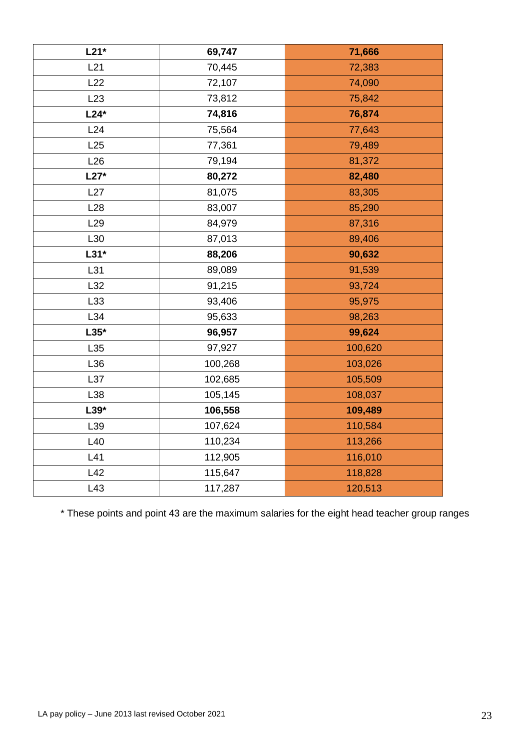| **L21*** | **69,747** | **71,666** |
|---|---|---|
| L21 | 70,445 | 72,383 |
| L22 | 72,107 | 74,090 |
| L23 | 73,812 | 75,842 |
| **L24*** | **74,816** | **76,874** |
| L24 | 75,564 | 77,643 |
| L25 | 77,361 | 79,489 |
| L26 | 79,194 | 81,372 |
| **L27*** | **80,272** | **82,480** |
| L27 | 81,075 | 83,305 |
| L28 | 83,007 | 85,290 |
| L29 | 84,979 | 87,316 |
| L30 | 87,013 | 89,406 |
| **L31*** | **88,206** | **90,632** |
| L31 | 89,089 | 91,539 |
| L32 | 91,215 | 93,724 |
| L33 | 93,406 | 95,975 |
| L34 | 95,633 | 98,263 |
| **L35*** | **96,957** | **99,624** |
| L35 | 97,927 | 100,620 |
| L36 | 100,268 | 103,026 |
| L37 | 102,685 | 105,509 |
| L38 | 105,145 | 108,037 |
| **L39*** | **106,558** | **109,489** |
| L39 | 107,624 | 110,584 |
| L40 | 110,234 | 113,266 |
| L41 | 112,905 | 116,010 |
| L42 | 115,647 | 118,828 |
| L43 | 117,287 | 120,513 |

* These points and point 43 are the maximum salaries for the eight head teacher group ranges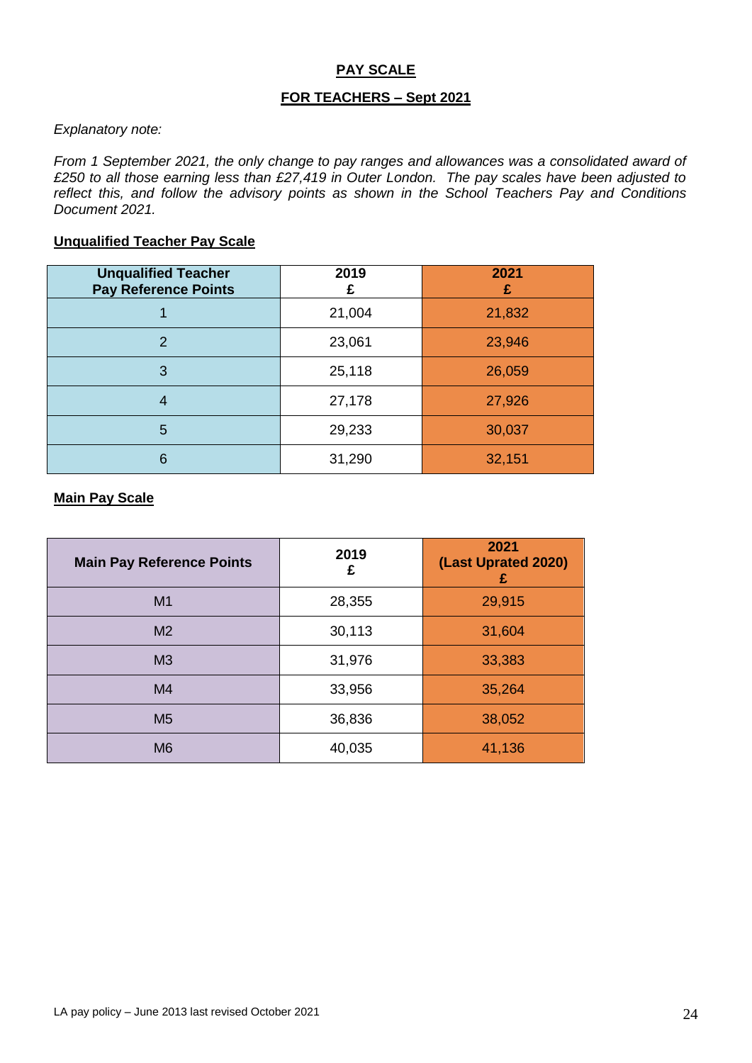## PAY SCALE

## FOR TEACHERS – Sept 2021

*Explanatory note:*

*From 1 September 2021, the only change to pay ranges and allowances was a consolidated award of £250 to all those earning less than £27,419 in Outer London. The pay scales have been adjusted to reflect this, and follow the advisory points as shown in the School Teachers Pay and Conditions Document 2021.*

### Unqualified Teacher Pay Scale

| Unqualified Teacher Pay Reference Points | 2019 £ | 2021 £ |
|---|---|---|
| 1 | 21,004 | 21,832 |
| 2 | 23,061 | 23,946 |
| 3 | 25,118 | 26,059 |
| 4 | 27,178 | 27,926 |
| 5 | 29,233 | 30,037 |
| 6 | 31,290 | 32,151 |

### Main Pay Scale

| Main Pay Reference Points | 2019 £ | 2021 (Last Uprated 2020) £ |
|---|---|---|
| M1 | 28,355 | 29,915 |
| M2 | 30,113 | 31,604 |
| M3 | 31,976 | 33,383 |
| M4 | 33,956 | 35,264 |
| M5 | 36,836 | 38,052 |
| M6 | 40,035 | 41,136 |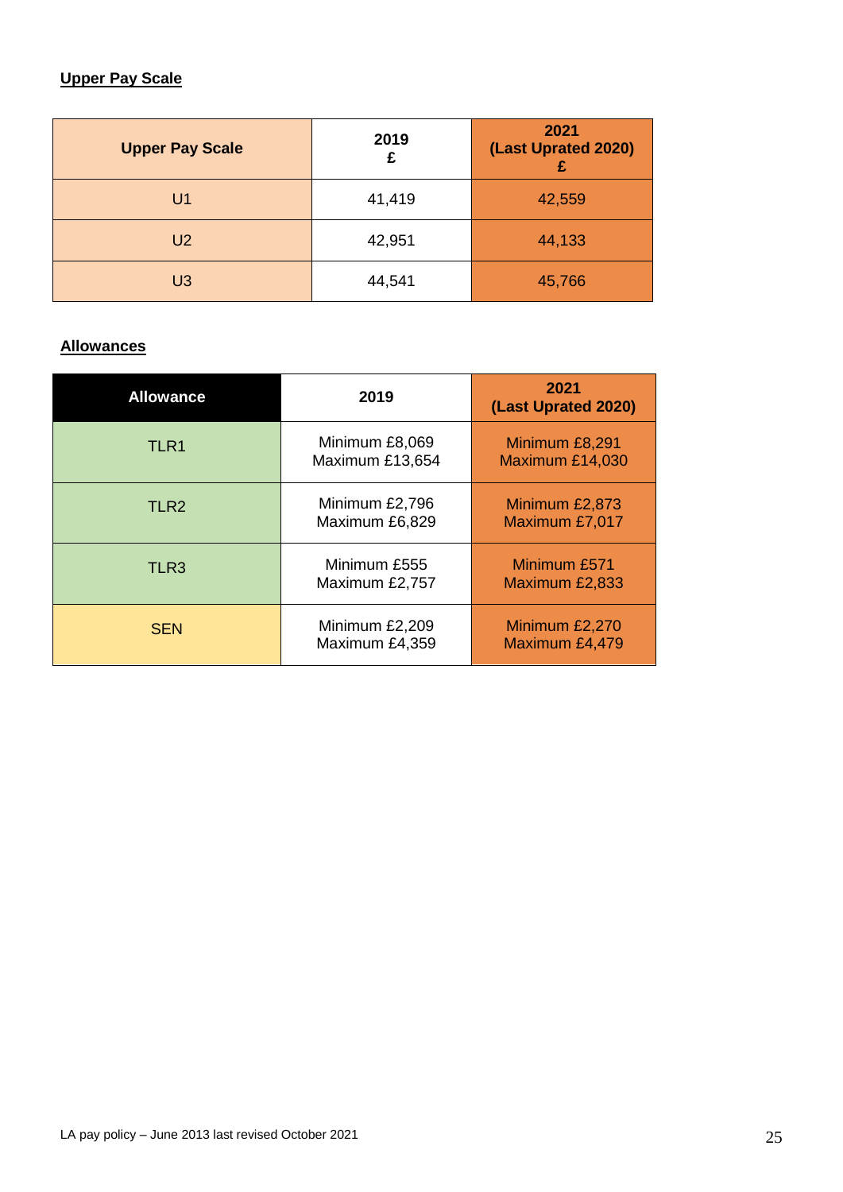**Upper Pay Scale**

| Upper Pay Scale | 2019 £ | 2021 (Last Uprated 2020) £ |
|---|---|---|
| U1 | 41,419 | 42,559 |
| U2 | 42,951 | 44,133 |
| U3 | 44,541 | 45,766 |

**Allowances**

| Allowance | 2019 | 2021 (Last Uprated 2020) |
|---|---|---|
| TLR1 | Minimum £8,069<br>Maximum £13,654 | Minimum £8,291<br>Maximum £14,030 |
| TLR2 | Minimum £2,796<br>Maximum £6,829 | Minimum £2,873<br>Maximum £7,017 |
| TLR3 | Minimum £555<br>Maximum £2,757 | Minimum £571<br>Maximum £2,833 |
| SEN | Minimum £2,209<br>Maximum £4,359 | Minimum £2,270<br>Maximum £4,479 |